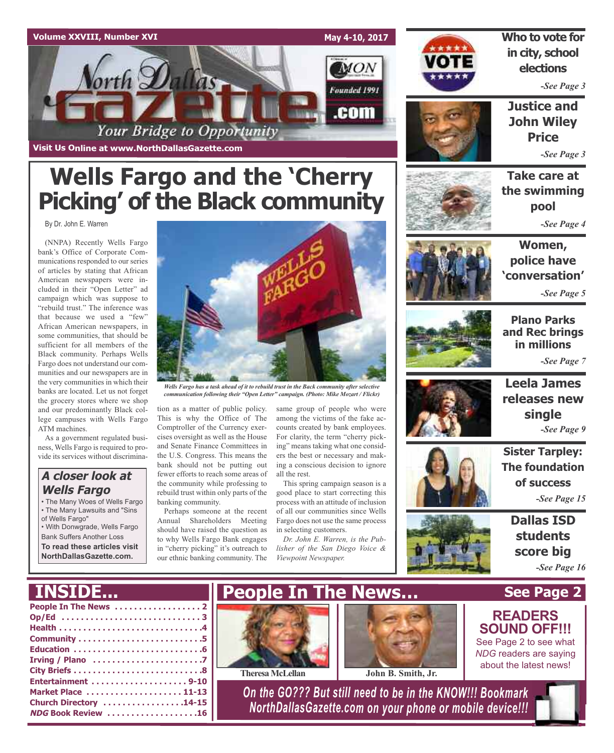Volume XXVIII, Number XVI — May 4-10, 2017

# North Dallas Gazette

*Your Bridge to Opportunity*

Founded 1991

Visit Us Online at www.NorthDallasGazette.com

# Wells Fargo and the 'Cherry Picking' of the Black community

By Dr. John E. Warren

(NNPA) Recently Wells Fargo bank's Office of Corporate Communications responded to our series of articles by stating that African American newspapers were included in their "Open Letter" ad campaign which was suppose to "rebuild trust." The inference was that because we used a "few" African American newspapers, in some communities, that should be sufficient for all members of the Black community. Perhaps Wells Fargo does not understand our communities and our newspapers are in the very communities in which their banks are located. Let us not forget the grocery stores where we shop and our predominantly Black college campuses with Wells Fargo ATM machines.

As a government regulated business, Wells Fargo is required to provide its services without discrimination as a matter of public policy. This is why the Office of The Comptroller of the Currency exercises oversight as well as the House and Senate Finance Committees in the U.S. Congress. This means the bank should not be putting out fewer efforts to reach some areas of the community while professing to rebuild trust within only parts of the banking community.

Perhaps someone at the recent Annual Shareholders Meeting should have raised the question as to why Wells Fargo Bank engages in "cherry picking" it's outreach to our ethnic banking community. The same group of people who were among the victims of the fake accounts created by bank employees. For clarity, the term "cherry picking" means taking what one considers the best or necessary and making a conscious decision to ignore all the rest.

This spring campaign season is a good place to start correcting this process with an attitude of inclusion of all our communities since Wells Fargo does not use the same process in selecting customers.

*Dr. John E. Warren, is the Publisher of the San Diego Voice & Viewpoint Newspaper.*

*Wells Fargo has a task ahead of it to rebuild trust in the Back community after selective communication following their "Open Letter" campaign. (Photo: Mike Mozart / Flickr)*

### A closer look at Wells Fargo

- The Many Woes of Wells Fargo
- The Many Lawsuits and "Sins of Wells Fargo"
- With Donwgrade, Wells Fargo Bank Suffers Another Loss

**To read these articles visit NorthDallasGazette.com.**

---

**Who to vote for in city, school elections** *-See Page 3*

**Justice and John Wiley Price** *-See Page 3*

**Take care at the swimming pool** *-See Page 4*

**Women, police have 'conversation'** *-See Page 5*

**Plano Parks and Rec brings in millions** *-See Page 7*

**Leela James releases new single** *-See Page 9*

**Sister Tarpley: The foundation of success** *-See Page 15*

**Dallas ISD students score big** *-See Page 16*

---

## INSIDE...

- People In The News ... 2
- Op/Ed ... 3
- Health ... 4
- Community ... 5
- Education ... 6
- Irving / Plano ... 7
- City Briefs ... 8
- Entertainment ... 9-10
- Market Place ... 11-13
- Church Directory ... 14-15
- *NDG* Book Review ... 16

## People In The News... See Page 2

Theresa McLellan

John B. Smith, Jr.

**READERS SOUND OFF!!!**

See Page 2 to see what *NDG* readers are saying about the latest news!

*On the GO??? But still need to be in the KNOW!!! Bookmark NorthDallasGazette.com on your phone or mobile device!!!*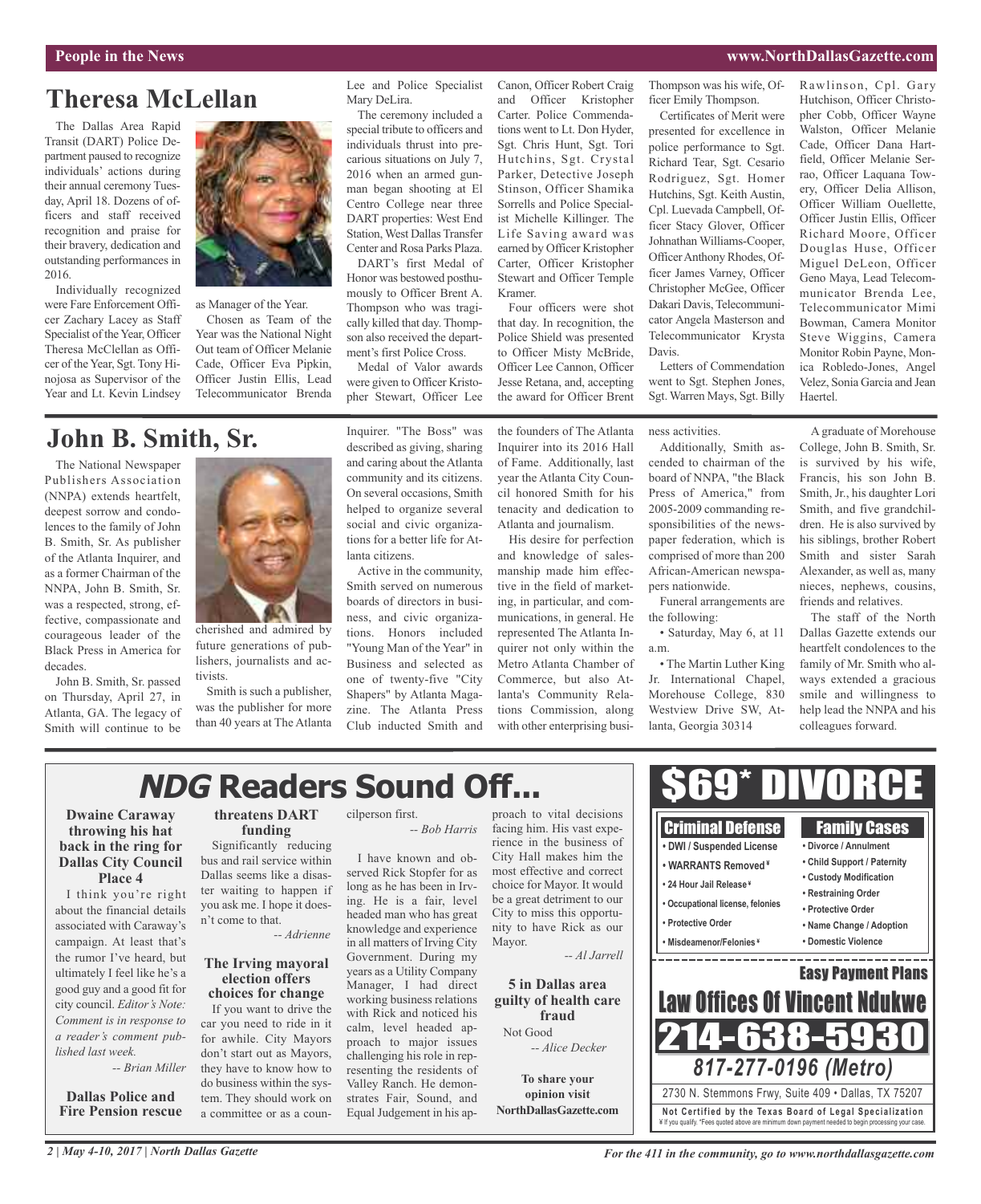# Theresa McLellan

The Dallas Area Rapid Transit (DART) Police Department paused to recognize individuals' actions during their annual ceremony Tuesday, April 18. Dozens of officers and staff received recognition and praise for their bravery, dedication and outstanding performances in 2016.

Individually recognized were Fare Enforcement Officer Zachary Lacey as Staff Specialist of the Year, Officer Theresa McClellan as Officer of the Year, Sgt. Tony Hinojosa as Supervisor of the Year and Lt. Kevin Lindsey as Manager of the Year.

Chosen as Team of the Year was the National Night Out team of Officer Melanie Cade, Officer Eva Pipkin, Officer Justin Ellis, Lead Telecommunicator Brenda Lee and Police Specialist Mary DeLira.

The ceremony included a special tribute to officers and individuals thrust into precarious situations on July 7, 2016 when an armed gunman began shooting at El Centro College near three DART properties: West End Station, West Dallas Transfer Center and Rosa Parks Plaza.

DART's first Medal of Honor was bestowed posthumously to Officer Brent A. Thompson who was tragically killed that day. Thompson also received the department's first Police Cross.

Medal of Valor awards were given to Officer Kristopher Stewart, Officer Lee Canon, Officer Robert Craig and Officer Kristopher Carter. Police Commendations went to Lt. Don Hyder, Sgt. Chris Hunt, Sgt. Tori Hutchins, Sgt. Crystal Parker, Detective Joseph Stinson, Officer Shamika Sorrells and Police Specialist Michelle Killinger. The Life Saving award was earned by Officer Kristopher Carter, Officer Kristopher Stewart and Officer Temple Kramer.

Four officers were shot that day. In recognition, the Police Shield was presented to Officer Misty McBride, Officer Lee Cannon, Officer Jesse Retana, and, accepting the award for Officer Brent Thompson was his wife, Officer Emily Thompson.

Certificates of Merit were presented for excellence in police performance to Sgt. Richard Tear, Sgt. Cesario Rodriguez, Sgt. Homer Hutchins, Sgt. Keith Austin, Cpl. Luevada Campbell, Officer Stacy Glover, Officer Johnathan Williams-Cooper, Officer Anthony Rhodes, Officer James Varney, Officer Christopher McGee, Officer Dakari Davis, Telecommunicator Angela Masterson and Telecommunicator Krysta Davis.

Letters of Commendation went to Sgt. Stephen Jones, Sgt. Warren Mays, Sgt. Billy Rawlinson, Cpl. Gary Hutchison, Officer Christopher Cobb, Officer Wayne Walston, Officer Melanie Cade, Officer Dana Hartfield, Officer Melanie Serrao, Officer Laquana Towery, Officer Delia Allison, Officer William Ouellette, Officer Justin Ellis, Officer Richard Moore, Officer Douglas Huse, Officer Miguel DeLeon, Officer Geno Maya, Lead Telecommunicator Brenda Lee, Telecommunicator Mimi Bowman, Camera Monitor Steve Wiggins, Camera Monitor Robin Payne, Monica Robledo-Jones, Angel Velez, Sonia Garcia and Jean Haertel.

# John B. Smith, Sr.

The National Newspaper Publishers Association (NNPA) extends heartfelt, deepest sorrow and condolences to the family of John B. Smith, Sr. As publisher of the Atlanta Inquirer, and as a former Chairman of the NNPA, John B. Smith, Sr. was a respected, strong, effective, compassionate and courageous leader of the Black Press in America for decades.

John B. Smith, Sr. passed on Thursday, April 27, in Atlanta, GA. The legacy of Smith will continue to be cherished and admired by future generations of publishers, journalists and activists.

Smith is such a publisher, was the publisher for more than 40 years at The Atlanta Inquirer. "The Boss" was described as giving, sharing and caring about the Atlanta community and its citizens. On several occasions, Smith helped to organize several social and civic organizations for a better life for Atlanta citizens.

Active in the community, Smith served on numerous boards of directors in business, and civic organizations. Honors included "Young Man of the Year" in Business and selected as one of twenty-five "City Shapers" by Atlanta Magazine. The Atlanta Press Club inducted Smith and the founders of The Atlanta Inquirer into its 2016 Hall of Fame. Additionally, last year the Atlanta City Council honored Smith for his tenacity and dedication to Atlanta and journalism.

His desire for perfection and knowledge of salesmanship made him effective in the field of marketing, in particular, and communications, in general. He represented The Atlanta Inquirer not only within the Metro Atlanta Chamber of Commerce, but also Atlanta's Community Relations Commission, along with other enterprising business activities.

Additionally, Smith ascended to chairman of the board of NNPA, "the Black Press of America," from 2005-2009 commanding responsibilities of the newspaper federation, which is comprised of more than 200 African-American newspapers nationwide.

Funeral arrangements are the following:

- Saturday, May 6, at 11 a.m.
- The Martin Luther King Jr. International Chapel, Morehouse College, 830 Westview Drive SW, Atlanta, Georgia 30314

A graduate of Morehouse College, John B. Smith, Sr. is survived by his wife, Francis, his son John B. Smith, Jr., his daughter Lori Smith, and five grandchildren. He is also survived by his siblings, brother Robert Smith and sister Sarah Alexander, as well as, many nieces, nephews, cousins, friends and relatives.

The staff of the North Dallas Gazette extends our heartfelt condolences to the family of Mr. Smith who always extended a gracious smile and willingness to help lead the NNPA and his colleagues forward.

# *NDG* Readers Sound Off...

### Dwaine Caraway throwing his hat back in the ring for Dallas City Council Place 4

I think you're right about the financial details associated with Caraway's campaign. At least that's the rumor I've heard, but ultimately I feel like he's a good guy and a good fit for city council. *Editor's Note: Comment is in response to a reader's comment published last week.*

*-- Brian Miller*

### Dallas Police and Fire Pension rescue threatens DART funding

Significantly reducing bus and rail service within Dallas seems like a disaster waiting to happen if you ask me. I hope it doesn't come to that.

*-- Adrienne*

### The Irving mayoral election offers choices for change

If you want to drive the car you need to ride in it for awhile. City Mayors don't start out as Mayors, they have to know how to do business within the system. They should work on a committee or as a councilperson first.

*-- Bob Harris*

I have known and observed Rick Stopfer for as long as he has been in Irving. He is a fair, level headed man who has great knowledge and experience in all matters of Irving City Government. During my years as a Utility Company Manager, I had direct working business relations with Rick and noticed his calm, level headed approach to major issues challenging his role in representing the residents of Valley Ranch. He demonstrates Fair, Sound, and Equal Judgement in his approach to vital decisions facing him. His vast experience in the business of City Hall makes him the most effective and correct choice for Mayor. It would be a great detriment to our City to miss this opportunity to have Rick as our Mayor.

*-- Al Jarrell*

### 5 in Dallas area guilty of health care fraud

Not Good

*-- Alice Decker*

**To share your opinion visit NorthDallasGazette.com**

---

**$69* DIVORCE**

**Criminal Defense**
- DWI / Suspended License
- WARRANTS Removed¥
- 24 Hour Jail Release¥
- Occupational license, felonies
- Protective Order
- Misdeameanor/Felonies¥

**Family Cases**
- Divorce / Annulment
- Child Support / Paternity
- Custody Modification
- Restraining Order
- Protective Order
- Name Change / Adoption
- Domestic Violence

**Easy Payment Plans**

**Law Offices Of Vincent Ndukwe**

**214-638-5930**

*817-277-0196 (Metro)*

2730 N. Stemmons Frwy, Suite 409 • Dallas, TX 75207

**Not Certified by the Texas Board of Legal Specialization**
¥ If you qualify. *Fees quoted above are minimum down payment needed to begin processing your case.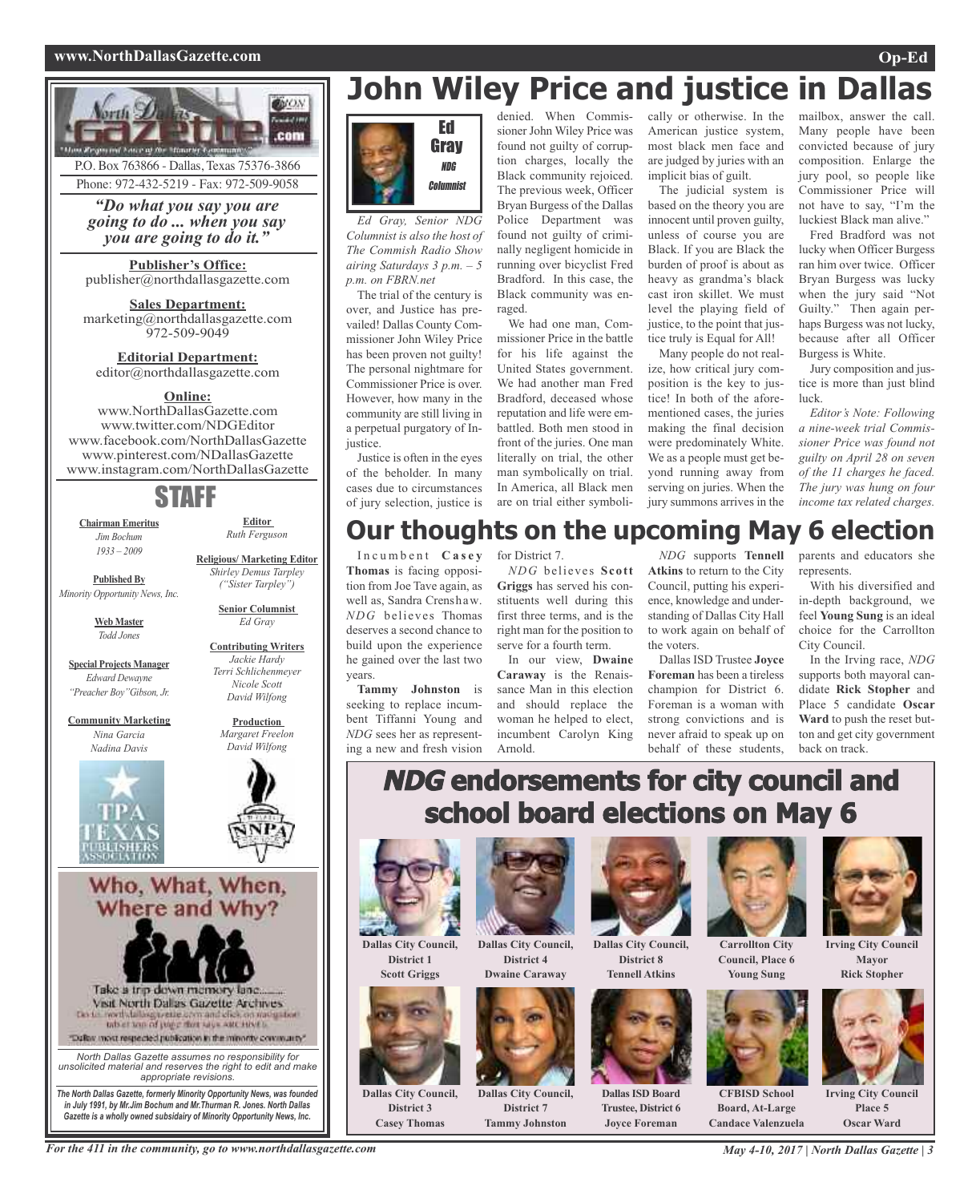# John Wiley Price and justice in Dallas

**Ed Gray**
*NDG Columnist*

*Ed Gray, Senior NDG Columnist is also the host of The Commish Radio Show airing Saturdays 3 p.m. – 5 p.m. on FBRN.net*

The trial of the century is over, and Justice has prevailed! Dallas County Commissioner John Wiley Price has been proven not guilty! The personal nightmare for Commissioner Price is over. However, how many in the community are still living in a perpetual purgatory of Injustice.

Justice is often in the eyes of the beholder. In many cases due to circumstances of jury selection, justice is denied. When Commissioner John Wiley Price was found not guilty of corruption charges, locally the Black community rejoiced. The previous week, Officer Bryan Burgess of the Dallas Police Department was found not guilty of criminally negligent homicide in running over bicyclist Fred Bradford. In this case, the Black community was enraged.

We had one man, Commissioner Price in the battle for his life against the United States government. We had another man Fred Bradford, deceased whose reputation and life were embattled. Both men stood in front of the juries. One man literally on trial, the other man symbolically on trial. In America, all Black men are on trial either symbolically or otherwise. In the American justice system, most black men face and are judged by juries with an implicit bias of guilt.

The judicial system is based on the theory you are innocent until proven guilty, unless of course you are Black. If you are Black the burden of proof is about as heavy as grandma's black cast iron skillet. We must level the playing field of justice, to the point that justice truly is Equal for All!

Many people do not realize, how critical jury composition is the key to justice! In both of the aforementioned cases, the juries making the final decision were predominately White. We as a people must get beyond running away from serving on juries. When the jury summons arrives in the mailbox, answer the call. Many people have been convicted because of jury composition. Enlarge the jury pool, so people like Commissioner Price will not have to say, "I'm the luckiest Black man alive."

Fred Bradford was not lucky when Officer Burgess ran him over twice. Officer Bryan Burgess was lucky when the jury said "Not Guilty." Then again perhaps Burgess was not lucky, because after all Officer Burgess is White.

Jury composition and justice is more than just blind luck.

*Editor's Note: Following a nine-week trial Commissioner Price was found not guilty on April 28 on seven of the 11 charges he faced. The jury was hung on four income tax related charges.*

# Our thoughts on the upcoming May 6 election

Incumbent **Casey Thomas** is facing opposition from Joe Tave again, as well as, Sandra Crenshaw. *NDG* believes Thomas deserves a second chance to build upon the experience he gained over the last two years.

**Tammy Johnston** is seeking to replace incumbent Tiffanni Young and *NDG* sees her as representing a new and fresh vision for District 7.

*NDG* believes **Scott Griggs** has served his constituents well during this first three terms, and is the right man for the position to serve for a fourth term.

In our view, **Dwaine Caraway** is the Renaissance Man in this election and should replace the woman he helped to elect, incumbent Carolyn King Arnold.

*NDG* supports **Tennell Atkins** to return to the City Council, putting his experience, knowledge and understanding of Dallas City Hall to work again on behalf of the voters.

Dallas ISD Trustee **Joyce Foreman** has been a tireless champion for District 6. Foreman is a woman with strong convictions and is never afraid to speak up on behalf of these students, parents and educators she represents.

With his diversified and in-depth background, we feel **Young Sung** is an ideal choice for the Carrollton City Council.

In the Irving race, *NDG* supports both mayoral candidate **Rick Stopher** and Place 5 candidate **Oscar Ward** to push the reset button and get city government back on track.

## *NDG* endorsements for city council and school board elections on May 6

**Dallas City Council, District 1**
**Scott Griggs**

**Dallas City Council, District 4**
**Dwaine Caraway**

**Dallas City Council, District 8**
**Tennell Atkins**

**Carrollton City Council, Place 6**
**Young Sung**

**Irving City Council Mayor**
**Rick Stopher**

**Dallas City Council, District 3**
**Casey Thomas**

**Dallas City Council, District 7**
**Tammy Johnston**

**Dallas ISD Board Trustee, District 6**
**Joyce Foreman**

**CFBISD School Board, At-Large**
**Candace Valenzuela**

**Irving City Council Place 5**
**Oscar Ward**

---

P.O. Box 763866 - Dallas, Texas 75376-3866
Phone: 972-432-5219 - Fax: 972-509-9058

*"Do what you say you are going to do ... when you say you are going to do it."*

**Publisher's Office:**
publisher@northdallasgazette.com

**Sales Department:**
marketing@northdallasgazette.com
972-509-9049

**Editorial Department:**
editor@northdallasgazette.com

**Online:**
www.NorthDallasGazette.com
www.twitter.com/NDGEditor
www.facebook.com/NorthDallasGazette
www.pinterest.com/NDallasGazette
www.instagram.com/NorthDallasGazette

## STAFF

**Chairman Emeritus**
*Jim Bochum*
*1933 – 2009*

**Published By**
*Minority Opportunity News, Inc.*

**Web Master**
*Todd Jones*

**Special Projects Manager**
*Edward Dewayne "Preacher Boy" Gibson, Jr.*

**Community Marketing**
*Nina Garcia*
*Nadina Davis*

**Editor**
*Ruth Ferguson*

**Religious/ Marketing Editor**
*Shirley Demus Tarpley ("Sister Tarpley")*

**Senior Columnist**
*Ed Gray*

**Contributing Writers**
*Jackie Hardy*
*Terri Schlichenmeyer*
*Nicole Scott*
*David Wilfong*

**Production**
*Margaret Freelon*
*David Wilfong*

**Who, What, When, Where and Why?**

Take a trip down memory lane........ Visit North Dallas Gazette Archives

"Dallas' most respected publication in the minority community"

*North Dallas Gazette assumes no responsibility for unsolicited material and reserves the right to edit and make appropriate revisions.*

***The North Dallas Gazette, formerly Minority Opportunity News, was founded in July 1991, by Mr.Jim Bochum and Mr.Thurman R. Jones. North Dallas Gazette is a wholly owned subsidairy of Minority Opportunity News, Inc.***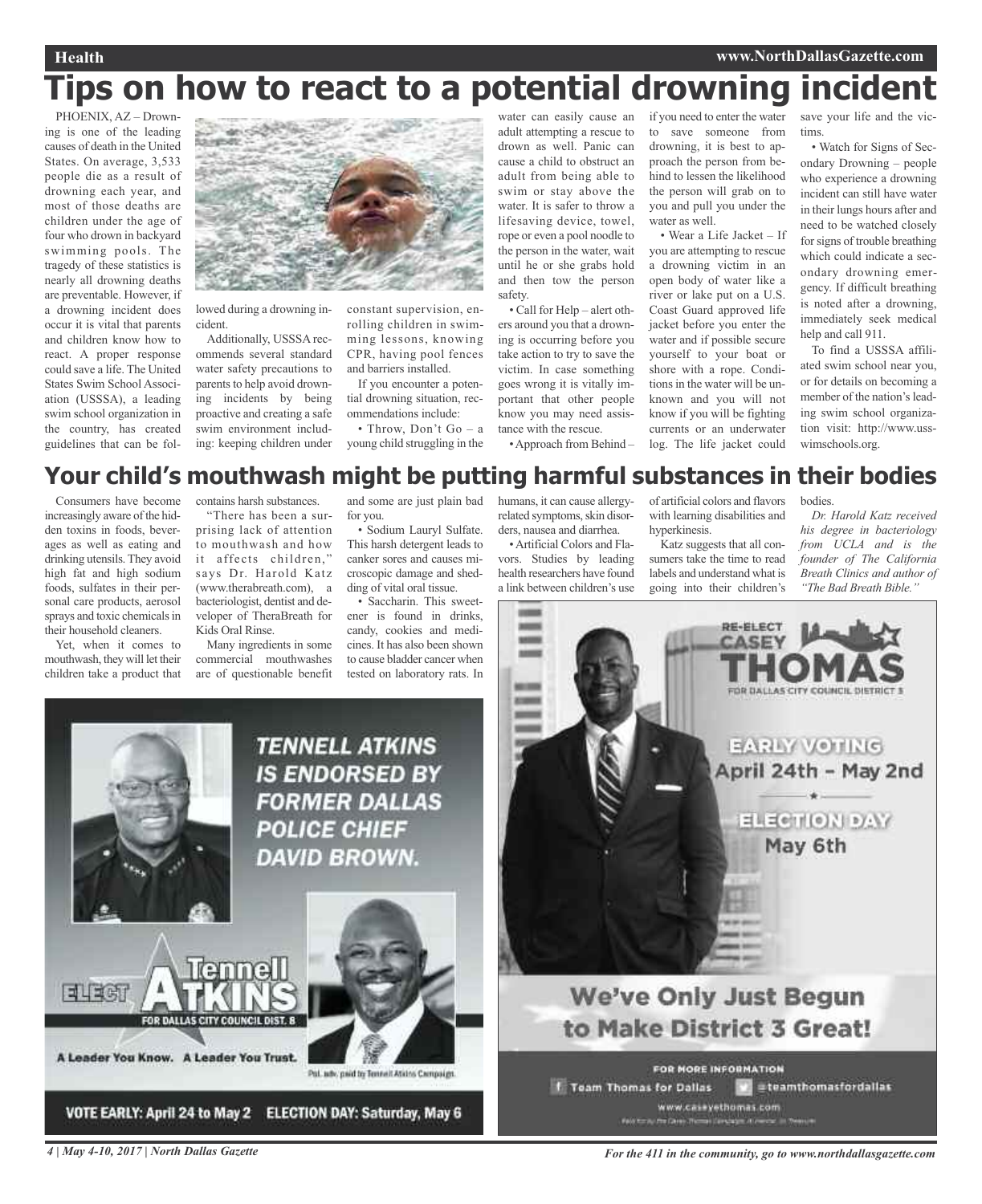# Tips on how to react to a potential drowning incident

PHOENIX, AZ – Drowning is one of the leading causes of death in the United States. On average, 3,533 people die as a result of drowning each year, and most of those deaths are children under the age of four who drown in backyard swimming pools. The tragedy of these statistics is nearly all drowning deaths are preventable. However, if a drowning incident does occur it is vital that parents and children know how to react. A proper response could save a life. The United States Swim School Association (USSSA), a leading swim school organization in the country, has created guidelines that can be followed during a drowning incident.

Additionally, USSSA recommends several standard water safety precautions to parents to help avoid drowning incidents by being proactive and creating a safe swim environment including: keeping children under constant supervision, enrolling children in swimming lessons, knowing CPR, having pool fences and barriers installed.

If you encounter a potential drowning situation, recommendations include:

• Throw, Don't Go – a young child struggling in the water can easily cause an adult attempting a rescue to drown as well. Panic can cause a child to obstruct an adult from being able to swim or stay above the water. It is safer to throw a lifesaving device, towel, rope or even a pool noodle to the person in the water, wait until he or she grabs hold and then tow the person safety.

• Call for Help – alert others around you that a drowning is occurring before you take action to try to save the victim. In case something goes wrong it is vitally important that other people know you may need assistance with the rescue.

• Approach from Behind – if you need to enter the water to save someone from drowning, it is best to approach the person from behind to lessen the likelihood the person will grab on to you and pull you under the water as well.

• Wear a Life Jacket – If you are attempting to rescue a drowning victim in an open body of water like a river or lake put on a U.S. Coast Guard approved life jacket before you enter the water and if possible secure yourself to your boat or shore with a rope. Conditions in the water will be unknown and you will not know if you will be fighting currents or an underwater log. The life jacket could save your life and the victims.

• Watch for Signs of Secondary Drowning – people who experience a drowning incident can still have water in their lungs hours after and need to be watched closely for signs of trouble breathing which could indicate a secondary drowning emergency. If difficult breathing is noted after a drowning, immediately seek medical help and call 911.

To find a USSSA affiliated swim school near you, or for details on becoming a member of the nation's leading swim school organization visit: http://www.usswimschools.org.

# Your child's mouthwash might be putting harmful substances in their bodies

Consumers have become increasingly aware of the hidden toxins in foods, beverages as well as eating and drinking utensils. They avoid high fat and high sodium foods, sulfates in their personal care products, aerosol sprays and toxic chemicals in their household cleaners.

Yet, when it comes to mouthwash, they will let their children take a product that contains harsh substances.

"There has been a surprising lack of attention to mouthwash and how it affects children," says Dr. Harold Katz (www.therabreath.com), a bacteriologist, dentist and developer of TheraBreath for Kids Oral Rinse.

Many ingredients in some commercial mouthwashes are of questionable benefit and some are just plain bad for you.

• Sodium Lauryl Sulfate. This harsh detergent leads to canker sores and causes microscopic damage and shedding of vital oral tissue.

• Saccharin. This sweetener is found in drinks, candy, cookies and medicines. It has also been shown to cause bladder cancer when tested on laboratory rats. In humans, it can cause allergy-related symptoms, skin disorders, nausea and diarrhea.

• Artificial Colors and Flavors. Studies by leading health researchers have found a link between children's use of artificial colors and flavors with learning disabilities and hyperkinesis.

Katz suggests that all consumers take the time to read labels and understand what is going into their children's bodies.

*Dr. Harold Katz received his degree in bacteriology from UCLA and is the founder of The California Breath Clinics and author of "The Bad Breath Bible."*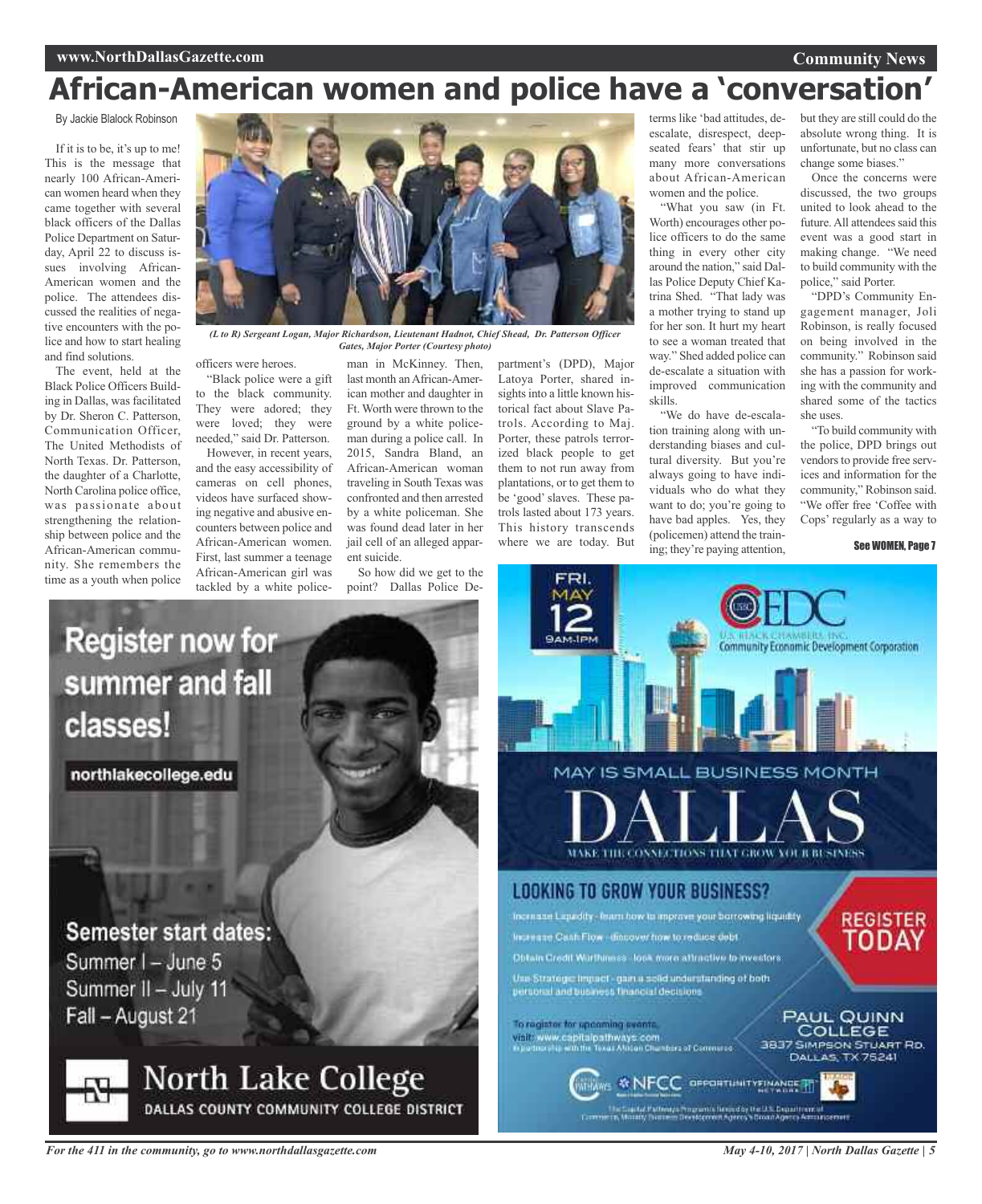# African-American women and police have a 'conversation'

By Jackie Blalock Robinson

If it is to be, it's up to me! This is the message that nearly 100 African-American women heard when they came together with several black officers of the Dallas Police Department on Saturday, April 22 to discuss issues involving African-American women and the police. The attendees discussed the realities of negative encounters with the police and how to start healing and find solutions.

The event, held at the Black Police Officers Building in Dallas, was facilitated by Dr. Sheron C. Patterson, Communication Officer, The United Methodists of North Texas. Dr. Patterson, the daughter of a Charlotte, North Carolina police office, was passionate about strengthening the relationship between police and the African-American community. She remembers the time as a youth when police officers were heroes.

*(L to R) Sergeant Logan, Major Richardson, Lieutenant Hadnot, Chief Shead, Dr. Patterson Officer Gates, Major Porter (Courtesy photo)*

"Black police were a gift to the black community. They were adored; they were loved; they were needed," said Dr. Patterson.

However, in recent years, and the easy accessibility of cameras on cell phones, videos have surfaced showing negative and abusive encounters between police and African-American women. First, last summer a teenage African-American girl was tackled by a white policeman in McKinney. Then, last month an African-American mother and daughter in Ft. Worth were thrown to the ground by a white policeman during a police call. In 2015, Sandra Bland, an African-American woman traveling in South Texas was confronted and then arrested by a white policeman. She was found dead later in her jail cell of an alleged apparent suicide.

So how did we get to the point? Dallas Police Department's (DPD), Major Latoya Porter, shared insights into a little known historical fact about Slave Patrols. According to Maj. Porter, these patrols terrorized black people to get them to not run away from plantations, or to get them to be 'good' slaves. These patrols lasted about 173 years. This history transcends where we are today. But terms like 'bad attitudes, de-escalate, disrespect, deep-seated fears' that stir up many more conversations about African-American women and the police.

"What you saw (in Ft. Worth) encourages other police officers to do the same thing in every other city around the nation," said Dallas Police Deputy Chief Katrina Shed. "That lady was a mother trying to stand up for her son. It hurt my heart to see a woman treated that way." Shed added police can de-escalate a situation with improved communication skills.

"We do have de-escalation training along with understanding biases and cultural diversity. But you're always going to have individuals who do what they want to do; you're going to have bad apples. Yes, they (policemen) attend the training; they're paying attention, but they are still could do the absolute wrong thing. It is unfortunate, but no class can change some biases."

Once the concerns were discussed, the two groups united to look ahead to the future. All attendees said this event was a good start in making change. "We need to build community with the police," said Porter.

"DPD's Community Engagement manager, Joli Robinson, is really focused on being involved in the community." Robinson said she has a passion for working with the community and shared some of the tactics she uses.

"To build community with the police, DPD brings out vendors to provide free services and information for the community," Robinson said. "We offer free 'Coffee with Cops' regularly as a way to

See WOMEN, Page 7

---

**Register now for summer and fall classes!**

northlakecollege.edu

**Semester start dates:**
Summer I – June 5
Summer II – July 11
Fall – August 21

**North Lake College**
DALLAS COUNTY COMMUNITY COLLEGE DISTRICT

---

FRI. MAY 12 9AM-1PM

CEDC
U.S. BLACK CHAMBERS, INC.
Community Economic Development Corporation

MAY IS SMALL BUSINESS MONTH

# DALLAS

MAKE THE CONNECTIONS THAT GROW YOUR BUSINESS

## LOOKING TO GROW YOUR BUSINESS?

Increase Liquidity - learn how to improve your borrowing liquidity

Increase Cash Flow - discover how to reduce debt

Obtain Credit Worthiness - look more attractive to investors

Use Strategic Impact - gain a solid understanding of both personal and business financial decisions

**REGISTER TODAY**

To register for upcoming events, visit: www.capitalpathways.com
In partnership with the Texas African Chambers of Commerce

PAUL QUINN COLLEGE
3837 Simpson Stuart Rd.
Dallas, TX 75241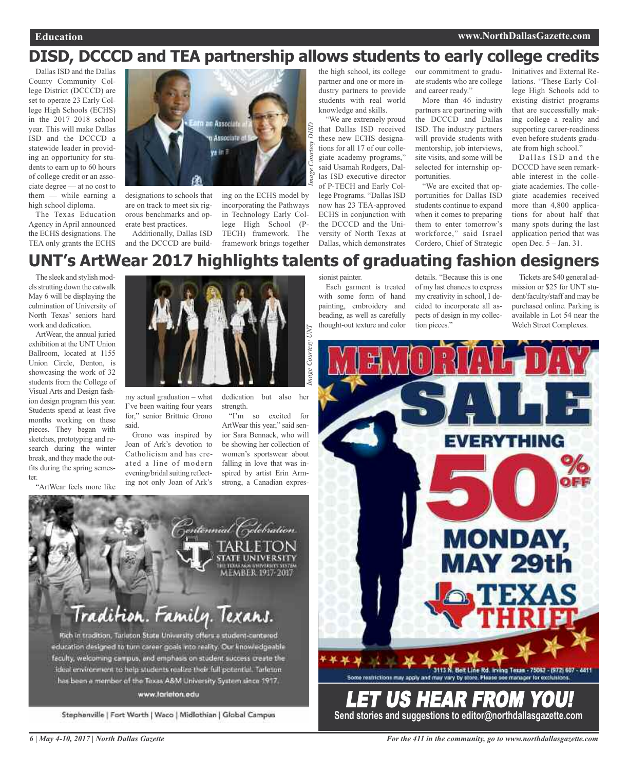# DISD, DCCCD and TEA partnership allows students to early college credits

Dallas ISD and the Dallas County Community College District (DCCCD) are set to operate 23 Early College High Schools (ECHS) in the 2017–2018 school year. This will make Dallas ISD and the DCCCD a statewide leader in providing an opportunity for students to earn up to 60 hours of college credit or an associate degree — at no cost to them — while earning a high school diploma.

The Texas Education Agency in April announced the ECHS designations. The TEA only grants the ECHS designations to schools that are on track to meet six rigorous benchmarks and operate best practices.

Additionally, Dallas ISD and the DCCCD are building on the ECHS model by incorporating the Pathways in Technology Early College High School (P-TECH) framework. The framework brings together the high school, its college partner and one or more industry partners to provide students with real world knowledge and skills.

"We are extremely proud that Dallas ISD received these new ECHS designations for all 17 of our collegiate academy programs," said Usamah Rodgers, Dallas ISD executive director of P-TECH and Early College Programs. "Dallas ISD now has 23 TEA-approved ECHS in conjunction with the DCCCD and the University of North Texas at Dallas, which demonstrates our commitment to graduate students who are college and career ready."

More than 46 industry partners are partnering with the DCCCD and Dallas ISD. The industry partners will provide students with mentorship, job interviews, site visits, and some will be selected for internship opportunities.

"We are excited that opportunities for Dallas ISD students continue to expand when it comes to preparing them to enter tomorrow's workforce," said Israel Cordero, Chief of Strategic Initiatives and External Relations. "These Early College High Schools add to existing district programs that are successfully making college a reality and supporting career-readiness even before students graduate from high school."

Dallas ISD and the DCCCD have seen remarkable interest in the collegiate academies. The collegiate academies received more than 4,800 applications for about half that many spots during the last application period that was open Dec. 5 – Jan. 31.

*Image Courtesy DISD*

# UNT's ArtWear 2017 highlights talents of graduating fashion designers

The sleek and stylish models strutting down the catwalk May 6 will be displaying the culmination of University of North Texas' seniors hard work and dedication.

ArtWear, the annual juried exhibition at the UNT Union Ballroom, located at 1155 Union Circle, Denton, is showcasing the work of 32 students from the College of Visual Arts and Design fashion design program this year. Students spend at least five months working on these pieces. They began with sketches, prototyping and research during the winter break, and they made the outfits during the spring semester.

"ArtWear feels more like my actual graduation – what I've been waiting four years for," senior Brittnie Grono said.

Grono was inspired by Joan of Ark's devotion to Catholicism and has created a line of modern evening/bridal suiting reflecting not only Joan of Ark's dedication but also her strength.

"I'm so excited for ArtWear this year," said senior Sara Bennack, who will be showing her collection of women's sportswear about falling in love that was inspired by artist Erin Armstrong, a Canadian expressionist painter.

Each garment is treated with some form of hand painting, embroidery and beading, as well as carefully thought-out texture and color details. "Because this is one of my last chances to express my creativity in school, I decided to incorporate all aspects of design in my collection pieces."

Tickets are $40 general admission or $25 for UNT student/faculty/staff and may be purchased online. Parking is available in Lot 54 near the Welch Street Complexes.

*Image Courtesy UNT*

Centennial Celebration
TARLETON STATE UNIVERSITY
THE TEXAS A&M UNIVERSITY SYSTEM MEMBER 1917-2017

Tradition. Family. Texans.

Rich in tradition, Tarleton State University offers a student-centered education designed to turn career goals into reality. Our knowledgeable faculty, welcoming campus, and emphasis on student success create the ideal environment to help students realize their full potential. Tarleton has been a member of the Texas A&M University System since 1917.

www.tarleton.edu

Stephenville | Fort Worth | Waco | Midlothian | Global Campus

MEMORIAL DAY SALE

EVERYTHING 50% OFF

MONDAY, MAY 29th

TEXAS THRIFT

3113 N. Belt Line Rd. Irving Texas - 75062 - (972) 607 - 4411

Some restrictions may apply and may vary by store. Please see manager for exclusions.

## LET US HEAR FROM YOU!

Send stories and suggestions to editor@northdallasgazette.com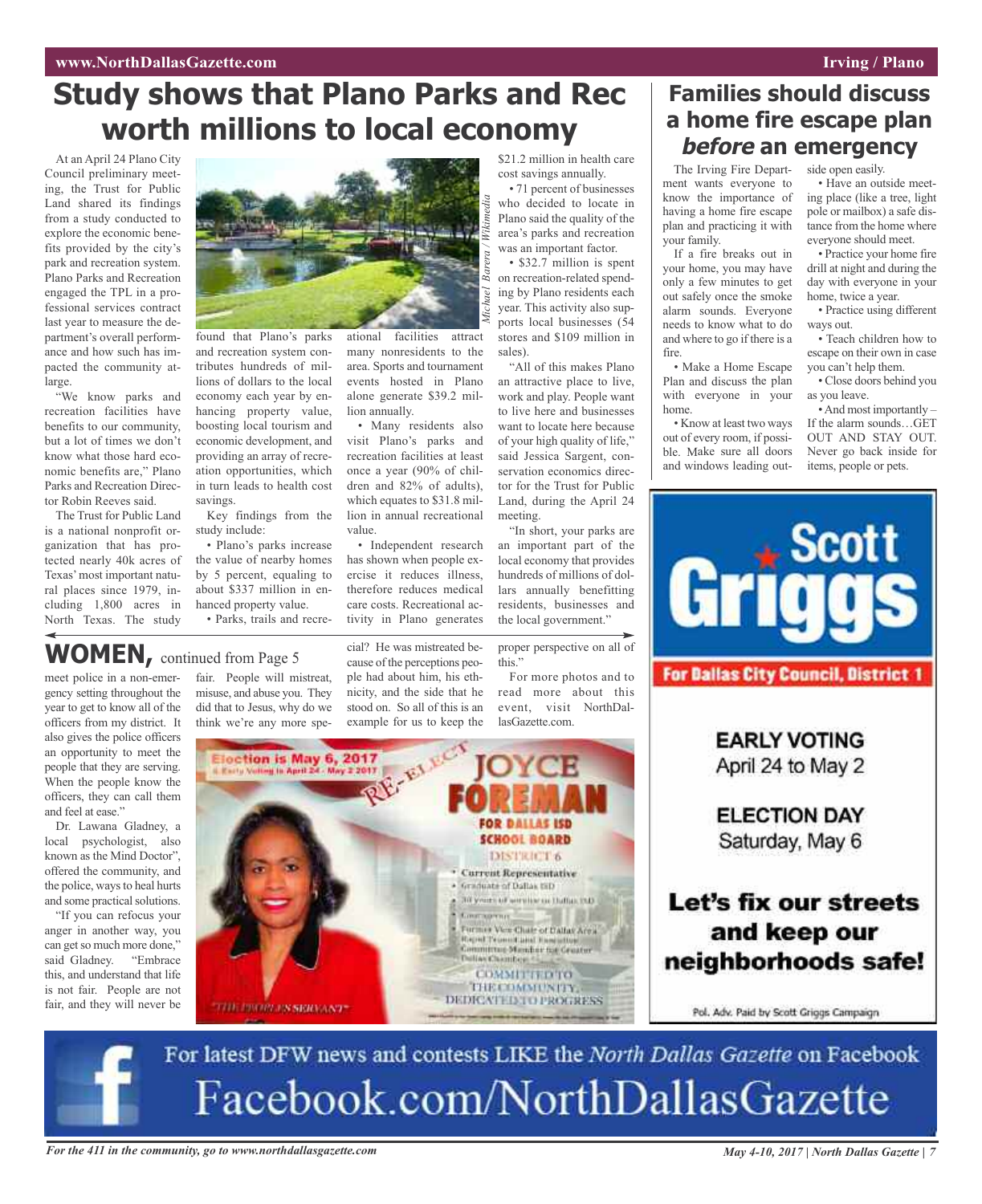# Study shows that Plano Parks and Rec worth millions to local economy

At an April 24 Plano City Council preliminary meeting, the Trust for Public Land shared its findings from a study conducted to explore the economic benefits provided by the city's park and recreation system. Plano Parks and Recreation engaged the TPL in a professional services contract last year to measure the department's overall performance and how such has impacted the community at-large.

"We know parks and recreation facilities have benefits to our community, but a lot of times we don't know what those hard economic benefits are," Plano Parks and Recreation Director Robin Reeves said.

The Trust for Public Land is a national nonprofit organization that has protected nearly 40k acres of Texas' most important natural places since 1979, including 1,800 acres in North Texas. The study found that Plano's parks and recreation system contributes hundreds of millions of dollars to the local economy each year by enhancing property value, boosting local tourism and economic development, and providing an array of recreation opportunities, which in turn leads to health cost savings.

*Michael Barera / Wikimedia*

Key findings from the study include:

- Plano's parks increase the value of nearby homes by 5 percent, equaling to about $337 million in enhanced property value.
- Parks, trails and recreational facilities attract many nonresidents to the area. Sports and tournament events hosted in Plano alone generate $39.2 million annually.
- Many residents also visit Plano's parks and recreation facilities at least once a year (90% of children and 82% of adults), which equates to $31.8 million in annual recreational value.
- Independent research has shown when people exercise it reduces illness, therefore reduces medical care costs. Recreational activity in Plano generates $21.2 million in health care cost savings annually.
- 71 percent of businesses who decided to locate in Plano said the quality of the area's parks and recreation was an important factor.
- $32.7 million is spent on recreation-related spending by Plano residents each year. This activity also supports local businesses (54 stores and $109 million in sales).

"All of this makes Plano an attractive place to live, work and play. People want to live here and businesses want to locate here because of your high quality of life," said Jessica Sargent, conservation economics director for the Trust for Public Land, during the April 24 meeting.

"In short, your parks are an important part of the local economy that provides hundreds of millions of dollars annually benefitting residents, businesses and the local government."

# Families should discuss a home fire escape plan *before* an emergency

The Irving Fire Department wants everyone to know the importance of having a home fire escape plan and practicing it with your family.

If a fire breaks out in your home, you may have only a few minutes to get out safely once the smoke alarm sounds. Everyone needs to know what to do and where to go if there is a fire.

- Make a Home Escape Plan and discuss the plan with everyone in your home.
- Know at least two ways out of every room, if possible. Make sure all doors and windows leading outside open easily.
- Have an outside meeting place (like a tree, light pole or mailbox) a safe distance from the home where everyone should meet.
- Practice your home fire drill at night and during the day with everyone in your home, twice a year.
- Practice using different ways out.
- Teach children how to escape on their own in case you can't help them.
- Close doors behind you as you leave.
- And most importantly – If the alarm sounds…GET OUT AND STAY OUT. Never go back inside for items, people or pets.

## WOMEN, continued from Page 5

meet police in a non-emergency setting throughout the year to get to know all of the officers from my district. It also gives the police officers an opportunity to meet the people that they are serving. When the people know the officers, they can call them and feel at ease."

Dr. Lawana Gladney, a local psychologist, also known as the Mind Doctor", offered the community, and the police, ways to heal hurts and some practical solutions.

"If you can refocus your anger in another way, you can get so much more done," said Gladney. "Embrace this, and understand that life is not fair. People are not fair, and they will never be fair. People will mistreat, misuse, and abuse you. They did that to Jesus, why do we think we're any more special? He was mistreated because of the perceptions people had about him, his ethnicity, and the side that he stood on. So all of this is an example for us to keep the proper perspective on all of this."

For more photos and to read more about this event, visit NorthDallasGazette.com.

Election is May 6, 2017 & Early Voting is April 24 - May 2 2017

RE-ELECT JOYCE FOREMAN FOR DALLAS ISD SCHOOL BOARD DISTRICT 6

- Current Representative
- Graduate of Dallas ISD
- 30 years of service in Dallas ISD
- Entrepreneur
- Former Vice Chair of Dallas Area Rapid Transit and Executive Committee Member for Greater Dallas Chamber

COMMITTED TO THE COMMUNITY, DEDICATED TO PROGRESS

"THE PEOPLE'S SERVANT"

Scott Griggs
For Dallas City Council, District 1

EARLY VOTING
April 24 to May 2

ELECTION DAY
Saturday, May 6

Let's fix our streets and keep our neighborhoods safe!

Pol. Adv. Paid by Scott Griggs Campaign

For latest DFW news and contests LIKE the *North Dallas Gazette* on Facebook
Facebook.com/NorthDallasGazette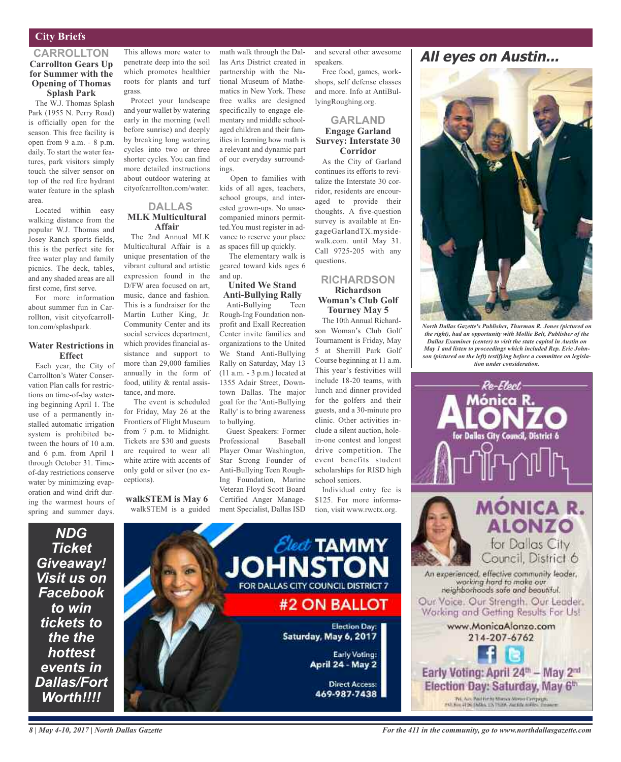## City Briefs

### CARROLLTON

**Carrollton Gears Up for Summer with the Opening of Thomas Splash Park**

The W.J. Thomas Splash Park (1955 N. Perry Road) is officially open for the season. This free facility is open from 9 a.m. - 8 p.m. daily. To start the water features, park visitors simply touch the silver sensor on top of the red fire hydrant water feature in the splash area.

Located within easy walking distance from the popular W.J. Thomas and Josey Ranch sports fields, this is the perfect site for free water play and family picnics. The deck, tables, and any shaded areas are all first come, first serve.

For more information about summer fun in Carrollton, visit cityofcarrollton.com/splashpark.

**Water Restrictions in Effect**

Each year, the City of Carrollton's Water Conservation Plan calls for restrictions on time-of-day watering beginning April 1. The use of a permanently installed automatic irrigation system is prohibited between the hours of 10 a.m. and 6 p.m. from April 1 through October 31. Time-of-day restrictions conserve water by minimizing evaporation and wind drift during the warmest hours of spring and summer days. This allows more water to penetrate deep into the soil which promotes healthier roots for plants and turf grass.

Protect your landscape and your wallet by watering early in the morning (well before sunrise) and deeply by breaking long watering cycles into two or three shorter cycles. You can find more detailed instructions about outdoor watering at cityofcarrollton.com/water.

### DALLAS

**MLK Multicultural Affair**

The 2nd Annual MLK Multicultural Affair is a unique presentation of the vibrant cultural and artistic expression found in the D/FW area focused on art, music, dance and fashion. This is a fundraiser for the Martin Luther King, Jr. Community Center and its social services department, which provides financial assistance and support to more than 29,000 families annually in the form of food, utility & rental assistance, and more.

The event is scheduled for Friday, May 26 at the Frontiers of Flight Museum from 7 p.m. to Midnight. Tickets are $30 and guests are required to wear all white attire with accents of only gold or silver (no exceptions).

**walkSTEM is May 6**

walkSTEM is a guided math walk through the Dallas Arts District created in partnership with the National Museum of Mathematics in New York. These free walks are designed specifically to engage elementary and middle school-aged children and their families in learning how math is a relevant and dynamic part of our everyday surroundings.

Open to families with kids of all ages, teachers, school groups, and interested grown-ups. No unaccompanied minors permitted.You must register in advance to reserve your place as spaces fill up quickly.

The elementary walk is geared toward kids ages 6 and up.

**United We Stand Anti-Bullying Rally**

Anti-Bullying Teen Rough-Ing Foundation nonprofit and Exall Recreation Center invite families and organizations to the United We Stand Anti-Bullying Rally on Saturday, May 13 (11 a.m. - 3 p.m.) located at 1355 Adair Street, Downtown Dallas. The major goal for the 'Anti-Bullying Rally' is to bring awareness to bullying.

Guest Speakers: Former Professional Baseball Player Omar Washington, Star Strong Founder of Anti-Bullying Teen Rough-Ing Foundation, Marine Veteran Floyd Scott Board Certified Anger Management Specialist, Dallas ISD and several other awesome speakers.

Free food, games, workshops, self defense classes and more. Info at AntiBullyingRoughing.org.

### GARLAND

**Engage Garland Survey: Interstate 30 Corridor**

As the City of Garland continues its efforts to revitalize the Interstate 30 corridor, residents are encouraged to provide their thoughts. A five-question survey is available at EngageGarlandTX.mysidewalk.com. until May 31. Call 9725-205 with any questions.

### RICHARDSON

**Richardson Woman's Club Golf Tourney May 5**

The 10th Annual Richardson Woman's Club Golf Tournament is Friday, May 5 at Sherrill Park Golf Course beginning at 11 a.m. This year's festivities will include 18-20 teams, with lunch and dinner provided for the golfers and their guests, and a 30-minute pro clinic. Other activities include a silent auction, hole-in-one contest and longest drive competition. The event benefits student scholarships for RISD high school seniors.

Individual entry fee is $125. For more information, visit www.rwctx.org.

## All eyes on Austin...

*North Dallas Gazette's Publisher, Thurman R. Jones (pictured on the right), had an opportunity with Mollie Belt, Publisher of the Dallas Examiner (center) to visit the state capitol in Austin on May 1 and listen to proceedings which included Rep. Eric Johnson (pictured on the left) testifying before a committee on legislation under consideration.*

**NDG Ticket Giveaway! Visit us on Facebook to win tickets to the the hottest events in Dallas/Fort Worth!!!!**

Elect TAMMY JOHNSTON FOR DALLAS CITY COUNCIL DISTRICT 7
#2 ON BALLOT
Election Day: Saturday, May 6, 2017
Early Voting: April 24 - May 2
Direct Access: 469-987-7438

Re-Elect Mónica R. Alonzo for Dallas City Council, District 6

MÓNICA R. ALONZO for Dallas City Council, District 6
An experienced, effective community leader, working hard to make our neighborhoods safe and beautiful.
Our Voice. Our Strength. Our Leader. Working and Getting Results For Us!
www.MonicaAlonzo.com
214-207-6762
Early Voting: April 24th – May 2nd
Election Day: Saturday, May 6th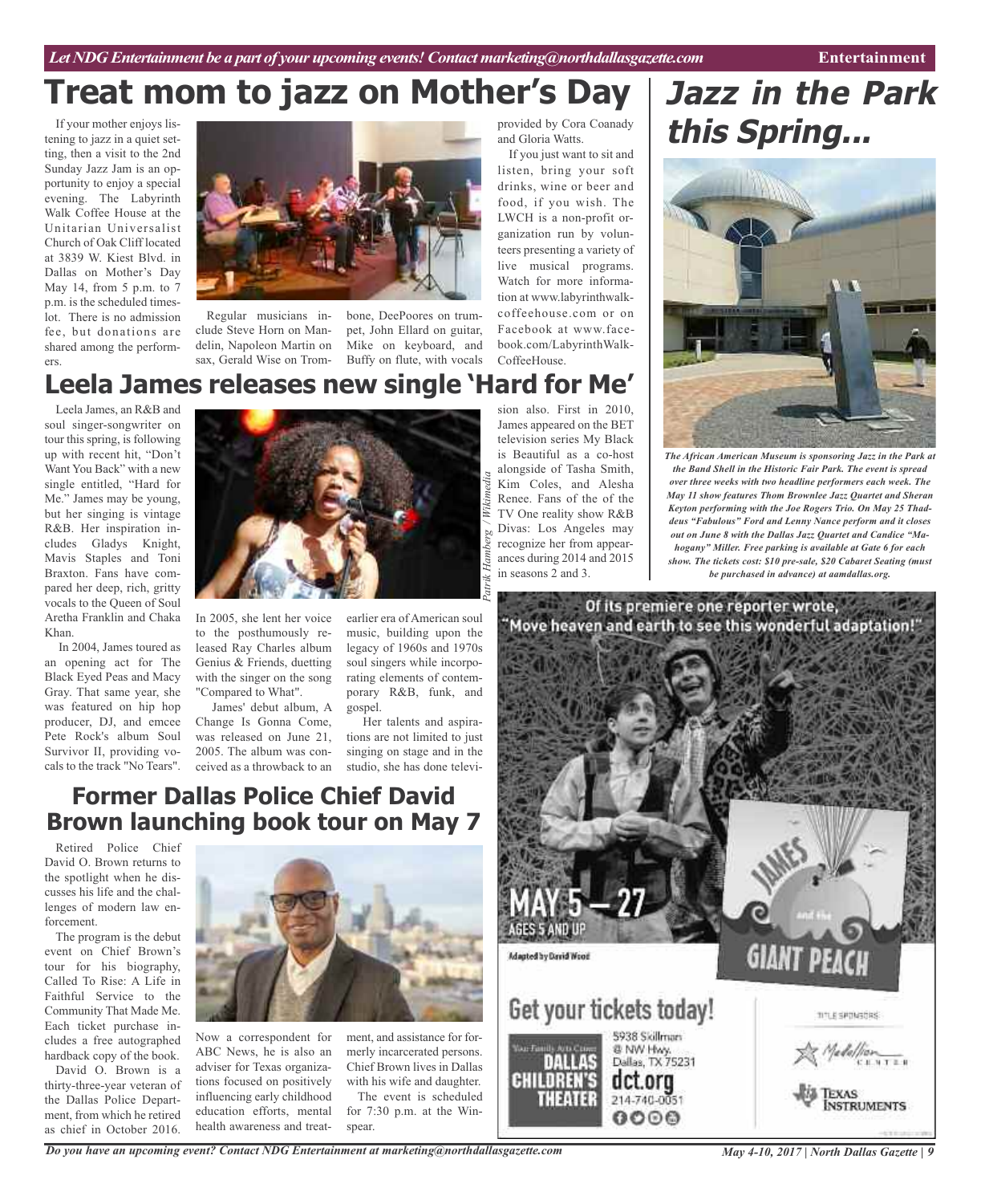# Treat mom to jazz on Mother's Day

If your mother enjoys listening to jazz in a quiet setting, then a visit to the 2nd Sunday Jazz Jam is an opportunity to enjoy a special evening. The Labyrinth Walk Coffee House at the Unitarian Universalist Church of Oak Cliff located at 3839 W. Kiest Blvd. in Dallas on Mother's Day May 14, from 5 p.m. to 7 p.m. is the scheduled timeslot. There is no admission fee, but donations are shared among the performers.

Regular musicians include Steve Horn on Mandelin, Napoleon Martin on sax, Gerald Wise on Trombone, DeePoores on trumpet, John Ellard on guitar, Mike on keyboard, and Buffy on flute, with vocals provided by Cora Coanady and Gloria Watts.

If you just want to sit and listen, bring your soft drinks, wine or beer and food, if you wish. The LWCH is a non-profit organization run by volunteers presenting a variety of live musical programs. Watch for more information at www.labyrinthwalkcoffeehouse.com or on Facebook at www.facebook.com/LabyrinthWalkCoffeeHouse.

# Jazz in the Park this Spring...

*The African American Museum is sponsoring Jazz in the Park at the Band Shell in the Historic Fair Park. The event is spread over three weeks with two headline performers each week. The May 11 show features Thom Brownlee Jazz Quartet and Sheran Keyton performing with the Joe Rogers Trio. On May 25 Thaddeus "Fabulous" Ford and Lenny Nance perform and it closes out on June 8 with the Dallas Jazz Quartet and Candice "Mahogany" Miller. Free parking is available at Gate 6 for each show. The tickets cost: $10 pre-sale, $20 Cabaret Seating (must be purchased in advance) at aamdallas.org.*

# Leela James releases new single 'Hard for Me'

Leela James, an R&B and soul singer-songwriter on tour this spring, is following up with recent hit, "Don't Want You Back" with a new single entitled, "Hard for Me." James may be young, but her singing is vintage R&B. Her inspiration includes Gladys Knight, Mavis Staples and Toni Braxton. Fans have compared her deep, rich, gritty vocals to the Queen of Soul Aretha Franklin and Chaka Khan.

In 2004, James toured as an opening act for The Black Eyed Peas and Macy Gray. That same year, she was featured on hip hop producer, DJ, and emcee Pete Rock's album Soul Survivor II, providing vocals to the track "No Tears".

In 2005, she lent her voice to the posthumously released Ray Charles album Genius & Friends, duetting with the singer on the song "Compared to What".

James' debut album, A Change Is Gonna Come, was released on June 21, 2005. The album was conceived as a throwback to an earlier era of American soul music, building upon the legacy of 1960s and 1970s soul singers while incorporating elements of contemporary R&B, funk, and gospel.

Her talents and aspirations are not limited to just singing on stage and in the studio, she has done television also. First in 2010, James appeared on the BET television series My Black is Beautiful as a co-host alongside of Tasha Smith, Kim Coles, and Alesha Renee. Fans of the of the TV One reality show R&B Divas: Los Angeles may recognize her from appearances during 2014 and 2015 in seasons 2 and 3.

*Patrik Hamberg / Wikimedia*

# Former Dallas Police Chief David Brown launching book tour on May 7

Retired Police Chief David O. Brown returns to the spotlight when he discusses his life and the challenges of modern law enforcement.

The program is the debut event on Chief Brown's tour for his biography, Called To Rise: A Life in Faithful Service to the Community That Made Me. Each ticket purchase includes a free autographed hardback copy of the book.

David O. Brown is a thirty-three-year veteran of the Dallas Police Department, from which he retired as chief in October 2016. Now a correspondent for ABC News, he is also an adviser for Texas organizations focused on positively influencing early childhood education efforts, mental health awareness and treatment, and assistance for formerly incarcerated persons. Chief Brown lives in Dallas with his wife and daughter.

The event is scheduled for 7:30 p.m. at the Winspear.

Of its premiere one reporter wrote, "Move heaven and earth to see this wonderful adaptation!"

MAY 5 – 27
AGES 5 AND UP
Adapted by David Wood

JAMES and the GIANT PEACH

Get your tickets today!

Your Family Arts Center
DALLAS CHILDREN'S THEATER

5938 Skillman @ NW Hwy. Dallas, TX 75231
dct.org
214-740-0051

TITLE SPONSORS: Medallion Center, Texas Instruments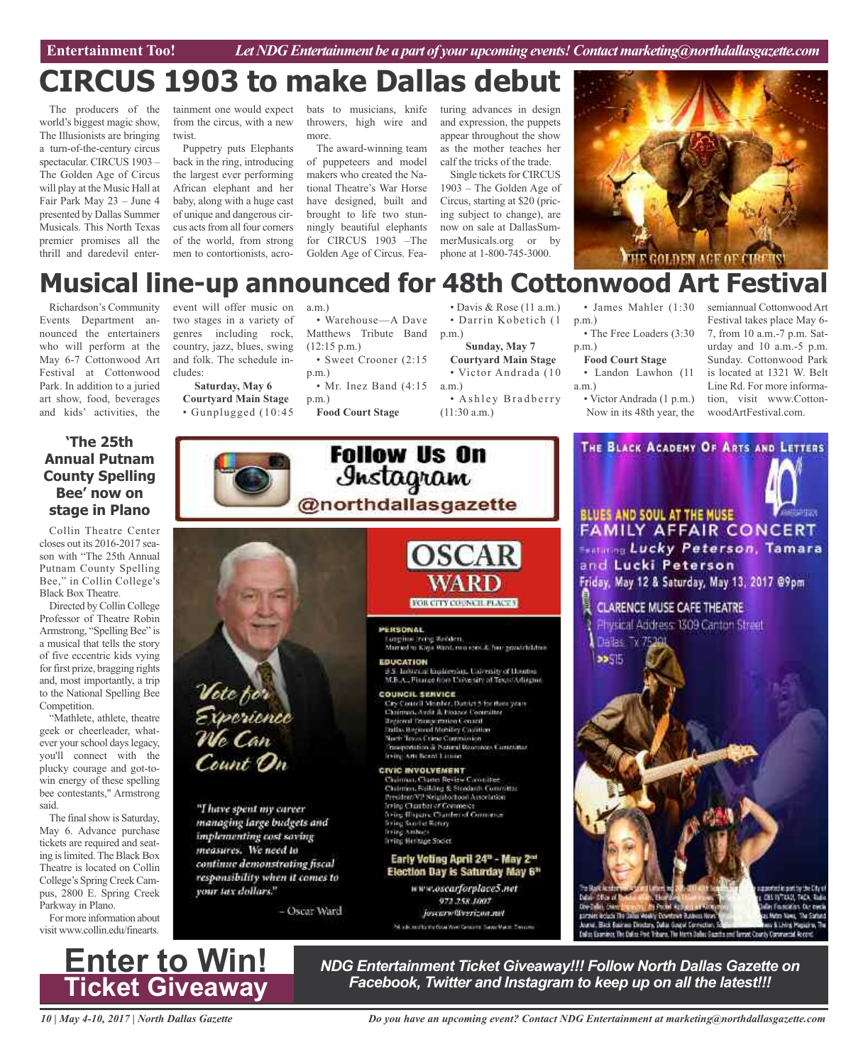Entertainment Too! *Let NDG Entertainment be a part of your upcoming events! Contact marketing@northdallasgazette.com*

# CIRCUS 1903 to make Dallas debut

The producers of the world's biggest magic show, The Illusionists are bringing a turn-of-the-century circus spectacular. CIRCUS 1903 – The Golden Age of Circus will play at the Music Hall at Fair Park May 23 – June 4 presented by Dallas Summer Musicals. This North Texas premier promises all the thrill and daredevil entertainment one would expect from the circus, with a new twist.

Puppetry puts Elephants back in the ring, introducing the largest ever performing African elephant and her baby, along with a huge cast of unique and dangerous circus acts from all four corners of the world, from strong men to contortionists, acrobats to musicians, knife throwers, high wire and more.

The award-winning team of puppeteers and model makers who created the National Theatre's War Horse have designed, built and brought to life two stunningly beautiful elephants for CIRCUS 1903 –The Golden Age of Circus. Featuring advances in design and expression, the puppets appear throughout the show as the mother teaches her calf the tricks of the trade.

Single tickets for CIRCUS 1903 – The Golden Age of Circus, starting at $20 (pricing subject to change), are now on sale at DallasSummerMusicals.org or by phone at 1-800-745-3000.

# Musical line-up announced for 48th Cottonwood Art Festival

Richardson's Community Events Department announced the entertainers who will perform at the May 6-7 Cottonwood Art Festival at Cottonwood Park. In addition to a juried art show, food, beverages and kids' activities, the event will offer music on two stages in a variety of genres including rock, country, jazz, blues, swing and folk. The schedule includes:

**Saturday, May 6**

**Courtyard Main Stage**

- Gunplugged (10:45 a.m.)
- Warehouse—A Dave Matthews Tribute Band (12:15 p.m.)
- Sweet Crooner (2:15 p.m.)
- Mr. Inez Band (4:15 p.m.)

**Food Court Stage**

- Davis & Rose (11 a.m.)
- Darrin Kobetich (1 p.m.)

**Sunday, May 7**

**Courtyard Main Stage**

- Victor Andrada (10 a.m.)
- Ashley Bradberry (11:30 a.m.)
- James Mahler (1:30 p.m.)
- The Free Loaders (3:30 p.m.)

**Food Court Stage**

- Landon Lawhon (11 a.m.)
- Victor Andrada (1 p.m.)

Now in its 48th year, the semiannual Cottonwood Art Festival takes place May 6-7, from 10 a.m.-7 p.m. Saturday and 10 a.m.-5 p.m. Sunday. Cottonwood Park is located at 1321 W. Belt Line Rd. For more information, visit www.CottonwoodArtFestival.com.

## 'The 25th Annual Putnam County Spelling Bee' now on stage in Plano

Collin Theatre Center closes out its 2016-2017 season with "The 25th Annual Putnam County Spelling Bee," in Collin College's Black Box Theatre.

Directed by Collin College Professor of Theatre Robin Armstrong, "Spelling Bee" is a musical that tells the story of five eccentric kids vying for first prize, bragging rights and, most importantly, a trip to the National Spelling Bee Competition.

"Mathlete, athlete, theatre geek or cheerleader, whatever your school days legacy, you'll connect with the plucky courage and got-to-win energy of these spelling bee contestants," Armstrong said.

The final show is Saturday, May 6. Advance purchase tickets are required and seating is limited. The Black Box Theatre is located on Collin College's Spring Creek Campus, 2800 E. Spring Creek Parkway in Plano.

For more information about visit www.collin.edu/finearts.

**Follow Us On Instagram @northdallasgazette**

# Enter to Win! Ticket Giveaway

*NDG Entertainment Ticket Giveaway!!! Follow North Dallas Gazette on Facebook, Twitter and Instagram to keep up on all the latest!!!*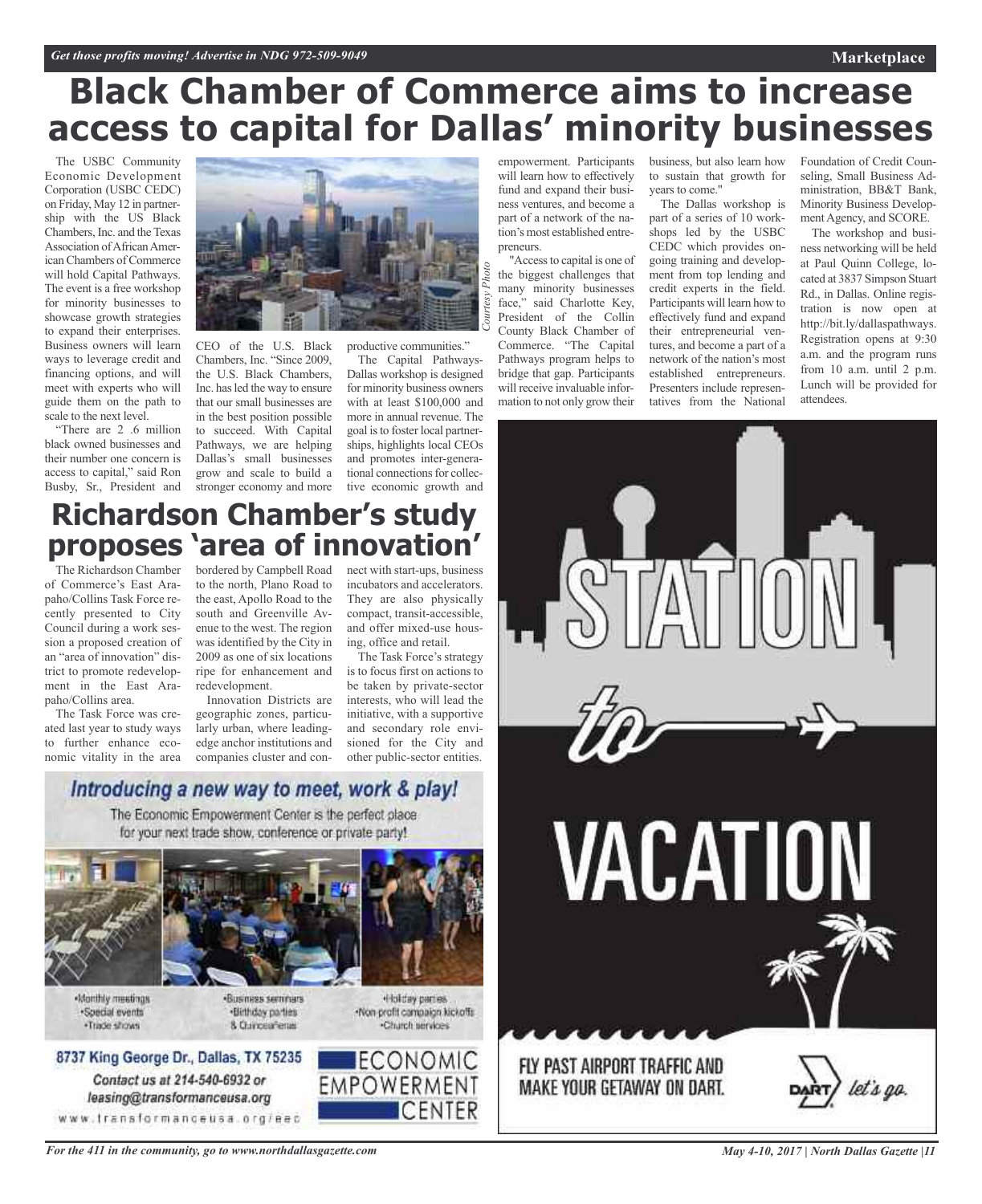# Black Chamber of Commerce aims to increase access to capital for Dallas' minority businesses

The USBC Community Economic Development Corporation (USBC CEDC) on Friday, May 12 in partnership with the US Black Chambers, Inc. and the Texas Association of African American Chambers of Commerce will hold Capital Pathways. The event is a free workshop for minority businesses to showcase growth strategies to expand their enterprises. Business owners will learn ways to leverage credit and financing options, and will meet with experts who will guide them on the path to scale to the next level.

"There are 2 .6 million black owned businesses and their number one concern is access to capital," said Ron Busby, Sr., President and CEO of the U.S. Black Chambers, Inc. "Since 2009, the U.S. Black Chambers, Inc. has led the way to ensure that our small businesses are in the best position possible to succeed. With Capital Pathways, we are helping Dallas's small businesses grow and scale to build a stronger economy and more productive communities."

*Courtesy Photo*

The Capital Pathways-Dallas workshop is designed for minority business owners with at least $100,000 and more in annual revenue. The goal is to foster local partnerships, highlights local CEOs and promotes inter-generational connections for collective economic growth and empowerment. Participants will learn how to effectively fund and expand their business ventures, and become a part of a network of the nation's most established entrepreneurs.

"Access to capital is one of the biggest challenges that many minority businesses face," said Charlotte Key, President of the Collin County Black Chamber of Commerce. "The Capital Pathways program helps to bridge that gap. Participants will receive invaluable information to not only grow their business, but also learn how to sustain that growth for years to come."

The Dallas workshop is part of a series of 10 workshops led by the USBC CEDC which provides ongoing training and development from top lending and credit experts in the field. Participants will learn how to effectively fund and expand their entrepreneurial ventures, and become a part of a network of the nation's most established entrepreneurs. Presenters include representatives from the National Foundation of Credit Counseling, Small Business Administration, BB&T Bank, Minority Business Development Agency, and SCORE.

The workshop and business networking will be held at Paul Quinn College, located at 3837 Simpson Stuart Rd., in Dallas. Online registration is now open at http://bit.ly/dallaspathways. Registration opens at 9:30 a.m. and the program runs from 10 a.m. until 2 p.m. Lunch will be provided for attendees.

# Richardson Chamber's study proposes 'area of innovation'

The Richardson Chamber of Commerce's East Arapaho/Collins Task Force recently presented to City Council during a work session a proposed creation of an "area of innovation" district to promote redevelopment in the East Arapaho/Collins area.

The Task Force was created last year to study ways to further enhance economic vitality in the area bordered by Campbell Road to the north, Plano Road to the east, Apollo Road to the south and Greenville Avenue to the west. The region was identified by the City in 2009 as one of six locations ripe for enhancement and redevelopment.

Innovation Districts are geographic zones, particularly urban, where leading-edge anchor institutions and companies cluster and connect with start-ups, business incubators and accelerators. They are also physically compact, transit-accessible, and offer mixed-use housing, office and retail.

The Task Force's strategy is to focus first on actions to be taken by private-sector interests, who will lead the initiative, with a supportive and secondary role envisioned for the City and other public-sector entities.

---

**Introducing a new way to meet, work & play!**

The Economic Empowerment Center is the perfect place for your next trade show, conference or private party!

- Monthly meetings
- Special events
- Trade shows
- Business seminars
- Birthday parties & Quinceañeras
- Holiday parties
- Non-profit campaign kickoffs
- Church services

8737 King George Dr., Dallas, TX 75235

Contact us at 214-540-6932 or leasing@transformanceusa.org

www.transformanceusa.org/eec

ECONOMIC EMPOWERMENT CENTER

---

**STATION *to* VACATION**

FLY PAST AIRPORT TRAFFIC AND MAKE YOUR GETAWAY ON DART.

DART *let's go.*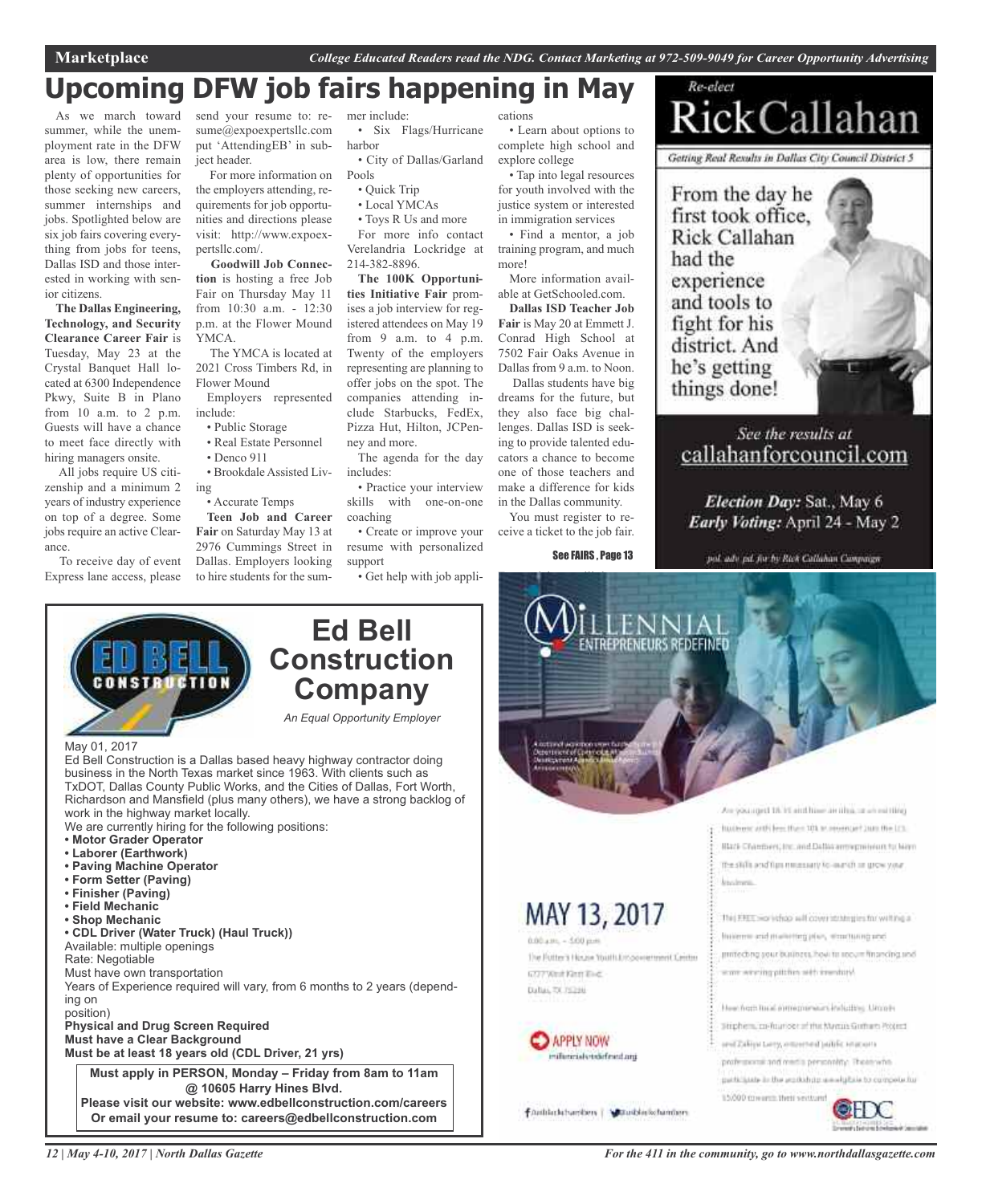# Upcoming DFW job fairs happening in May

As we march toward summer, while the unemployment rate in the DFW area is low, there remain plenty of opportunities for those seeking new careers, summer internships and jobs. Spotlighted below are six job fairs covering everything from jobs for teens, Dallas ISD and those interested in working with senior citizens.

**The Dallas Engineering, Technology, and Security Clearance Career Fair** is Tuesday, May 23 at the Crystal Banquet Hall located at 6300 Independence Pkwy, Suite B in Plano from 10 a.m. to 2 p.m. Guests will have a chance to meet face directly with hiring managers onsite.

All jobs require US citizenship and a minimum 2 years of industry experience on top of a degree. Some jobs require an active Clearance.

To receive day of event Express lane access, please send your resume to: resume@expoexpertsllc.com put 'AttendingEB' in subject header.

For more information on the employers attending, requirements for job opportunities and directions please visit: http://www.expoexpertsllc.com/.

**Goodwill Job Connection** is hosting a free Job Fair on Thursday May 11 from 10:30 a.m. - 12:30 p.m. at the Flower Mound YMCA.

The YMCA is located at 2021 Cross Timbers Rd, in Flower Mound

Employers represented include:

- Public Storage
- Real Estate Personnel
- Denco 911
- Brookdale Assisted Living
- Accurate Temps

**Teen Job and Career Fair** on Saturday May 13 at 2976 Cummings Street in Dallas. Employers looking to hire students for the summer include:

- Six Flags/Hurricane harbor
- City of Dallas/Garland Pools
- Quick Trip
- Local YMCAs
- Toys R Us and more

For more info contact Verelandria Lockridge at 214-382-8896.

**The 100K Opportunities Initiative Fair** promises a job interview for registered attendees on May 19 from 9 a.m. to 4 p.m. Twenty of the employers representing are planning to offer jobs on the spot. The companies attending include Starbucks, FedEx, Pizza Hut, Hilton, JCPenney and more.

The agenda for the day includes:

- Practice your interview skills with one-on-one coaching
- Create or improve your resume with personalized support
- Get help with job applications
- Learn about options to complete high school and explore college
- Tap into legal resources for youth involved with the justice system or interested in immigration services
- Find a mentor, a job training program, and much more!

More information available at GetSchooled.com.

**Dallas ISD Teacher Job Fair** is May 20 at Emmett J. Conrad High School at 7502 Fair Oaks Avenue in Dallas from 9 a.m. to Noon.

Dallas students have big dreams for the future, but they also face big challenges. Dallas ISD is seeking to provide talented educators a chance to become one of those teachers and make a difference for kids in the Dallas community.

You must register to receive a ticket to the job fair.

See FAIRS, Page 13

---

Re-elect

# Rick Callahan

*Getting Real Results in Dallas City Council District 5*

From the day he first took office, Rick Callahan had the experience and tools to fight for his district. And he's getting things done!

*See the results at* callahanforcouncil.com

***Election Day:*** Sat., May 6
***Early Voting:*** April 24 - May 2

*pol. adv. pd. for by Rick Callahan Campaign*

---

# Ed Bell Construction Company

*An Equal Opportunity Employer*

May 01, 2017

Ed Bell Construction is a Dallas based heavy highway contractor doing business in the North Texas market since 1963. With clients such as TxDOT, Dallas County Public Works, and the Cities of Dallas, Fort Worth, Richardson and Mansfield (plus many others), we have a strong backlog of work in the highway market locally.

We are currently hiring for the following positions:

- **Motor Grader Operator**
- **Laborer (Earthwork)**
- **Paving Machine Operator**
- **Form Setter (Paving)**
- **Finisher (Paving)**
- **Field Mechanic**
- **Shop Mechanic**
- **CDL Driver (Water Truck) (Haul Truck))**

Available: multiple openings
Rate: Negotiable
Must have own transportation
Years of Experience required will vary, from 6 months to 2 years (depending on position)

**Physical and Drug Screen Required**
**Must have a Clear Background**
**Must be at least 18 years old (CDL Driver, 21 yrs)**

**Must apply in PERSON, Monday – Friday from 8am to 11am @ 10605 Harry Hines Blvd.**
**Please visit our website: www.edbellconstruction.com/careers**
**Or email your resume to: careers@edbellconstruction.com**

---

# Millennial Entrepreneurs Redefined

# MAY 13, 2017

8:00 a.m. – 5:00 p.m.
The Potter's House Youth Empowerment Center
6777 West Kiest Blvd.
Dallas, TX 75236

APPLY NOW
millennialsredefined.org

Are you aged 18-35 and have an idea, or an existing business with less than 10k in revenue? Join the U.S. Black Chambers, Inc. and Dallas entrepreneurs to learn the skills and tips necessary to launch or grow your business.

The FREE workshop will cover strategies for writing a business and marketing plan, structuring and protecting your business, how to secure financing and some winning pitches with investors!

Hear from local entrepreneurs including Lincoln Stephens, co-founder of the Marcus Graham Project and Zakiya Larry, esteemed public relations professional and media personality. Those who participate in the workshop are eligible to compete for $5,000 towards their venture!

usblackchambers | usblackchambers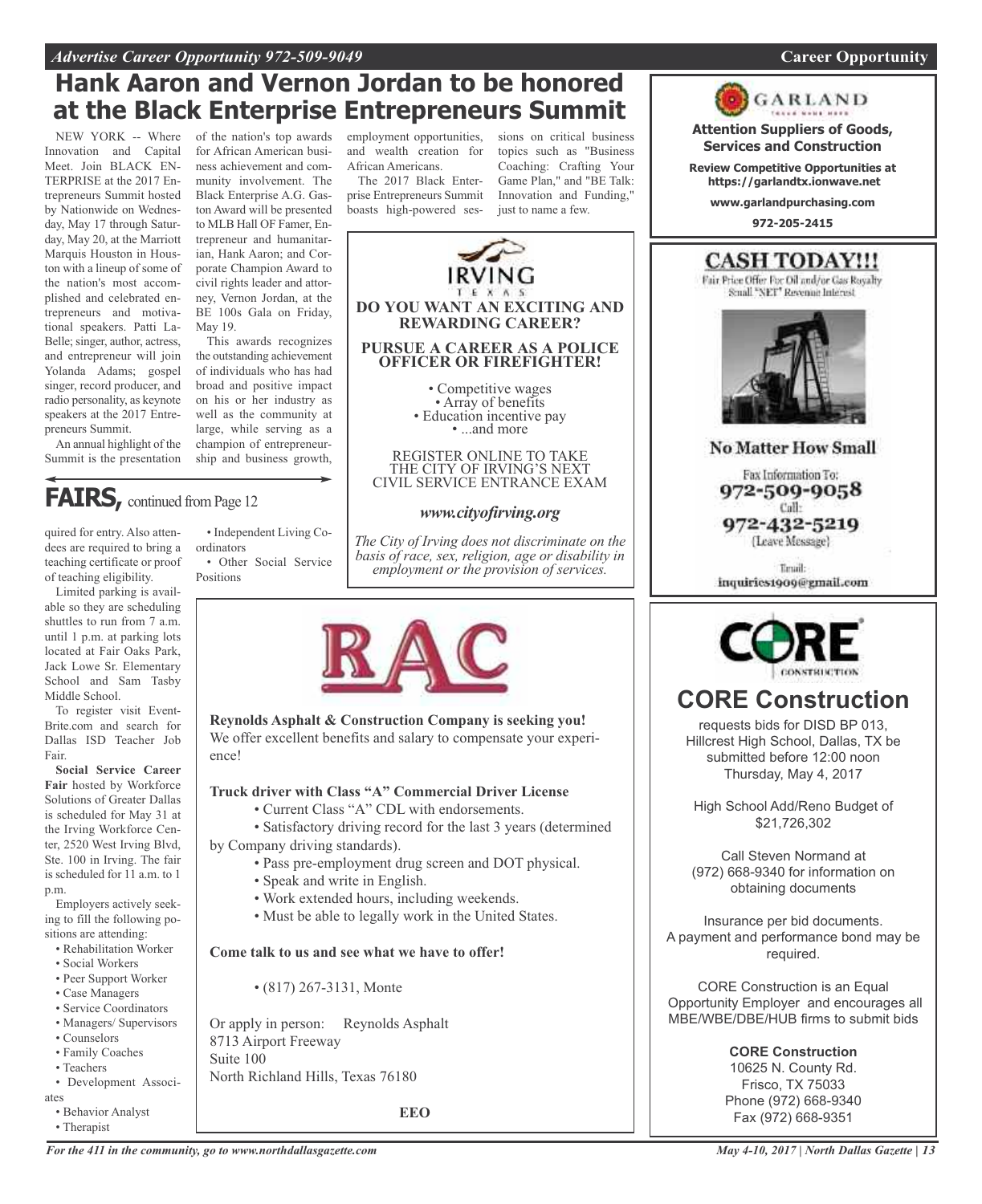# Hank Aaron and Vernon Jordan to be honored at the Black Enterprise Entrepreneurs Summit

NEW YORK -- Where Innovation and Capital Meet. Join BLACK ENTERPRISE at the 2017 Entrepreneurs Summit hosted by Nationwide on Wednesday, May 17 through Saturday, May 20, at the Marriott Marquis Houston in Houston with a lineup of some of the nation's most accomplished and celebrated entrepreneurs and motivational speakers. Patti LaBelle; singer, author, actress, and entrepreneur will join Yolanda Adams; gospel singer, record producer, and radio personality, as keynote speakers at the 2017 Entrepreneurs Summit.

An annual highlight of the Summit is the presentation of the nation's top awards for African American business achievement and community involvement. The Black Enterprise A.G. Gaston Award will be presented to MLB Hall OF Famer, Entrepreneur and humanitarian, Hank Aaron; and Corporate Champion Award to civil rights leader and attorney, Vernon Jordan, at the BE 100s Gala on Friday, May 19.

This awards recognizes the outstanding achievement of individuals who has had broad and positive impact on his or her industry as well as the community at large, while serving as a champion of entrepreneurship and business growth, employment opportunities, and wealth creation for African Americans.

The 2017 Black Enterprise Entrepreneurs Summit boasts high-powered sessions on critical business topics such as "Business Coaching: Crafting Your Game Plan," and "BE Talk: Innovation and Funding," just to name a few.

## FAIRS, continued from Page 12

quired for entry. Also attendees are required to bring a teaching certificate or proof of teaching eligibility.

Limited parking is available so they are scheduling shuttles to run from 7 a.m. until 1 p.m. at parking lots located at Fair Oaks Park, Jack Lowe Sr. Elementary School and Sam Tasby Middle School.

To register visit EventBrite.com and search for Dallas ISD Teacher Job Fair.

**Social Service Career Fair** hosted by Workforce Solutions of Greater Dallas is scheduled for May 31 at the Irving Workforce Center, 2520 West Irving Blvd, Ste. 100 in Irving. The fair is scheduled for 11 a.m. to 1 p.m.

Employers actively seeking to fill the following positions are attending:

- Rehabilitation Worker
- Social Workers
- Peer Support Worker
- Case Managers
- Service Coordinators
- Managers/ Supervisors
- Counselors
- Family Coaches
- Teachers
- Development Associates
- Behavior Analyst
- Therapist
- Independent Living Coordinators
- Other Social Service Positions

---

IRVING TEXAS

**DO YOU WANT AN EXCITING AND REWARDING CAREER?**

**PURSUE A CAREER AS A POLICE OFFICER OR FIREFIGHTER!**

- Competitive wages
- Array of benefits
- Education incentive pay
- ...and more

REGISTER ONLINE TO TAKE THE CITY OF IRVING'S NEXT CIVIL SERVICE ENTRANCE EXAM

***www.cityofirving.org***

*The City of Irving does not discriminate on the basis of race, sex, religion, age or disability in employment or the provision of services.*

---

RAC

**Reynolds Asphalt & Construction Company is seeking you!**

We offer excellent benefits and salary to compensate your experience!

**Truck driver with Class "A" Commercial Driver License**

- Current Class "A" CDL with endorsements.
- Satisfactory driving record for the last 3 years (determined by Company driving standards).
- Pass pre-employment drug screen and DOT physical.
- Speak and write in English.
- Work extended hours, including weekends.
- Must be able to legally work in the United States.

**Come talk to us and see what we have to offer!**

- (817) 267-3131, Monte

Or apply in person: Reynolds Asphalt
8713 Airport Freeway
Suite 100
North Richland Hills, Texas 76180

**EEO**

---

GARLAND

**Attention Suppliers of Goods, Services and Construction**

**Review Competitive Opportunities at https://garlandtx.ionwave.net**

**www.garlandpurchasing.com**

**972-205-2415**

---

**CASH TODAY!!!**

Fair Price Offer For Oil and/or Gas Royalty Small "NET" Revenue Interest

**No Matter How Small**

Fax Information To:
972-509-9058

Call:
972-432-5219
(Leave Message)

Email:
inquiries1909@gmail.com

---

CORE CONSTRUCTION

## CORE Construction

requests bids for DISD BP 013, Hillcrest High School, Dallas, TX be submitted before 12:00 noon Thursday, May 4, 2017

High School Add/Reno Budget of $21,726,302

Call Steven Normand at (972) 668-9340 for information on obtaining documents

Insurance per bid documents. A payment and performance bond may be required.

CORE Construction is an Equal Opportunity Employer and encourages all MBE/WBE/DBE/HUB firms to submit bids

**CORE Construction**
10625 N. County Rd.
Frisco, TX 75033
Phone (972) 668-9340
Fax (972) 668-9351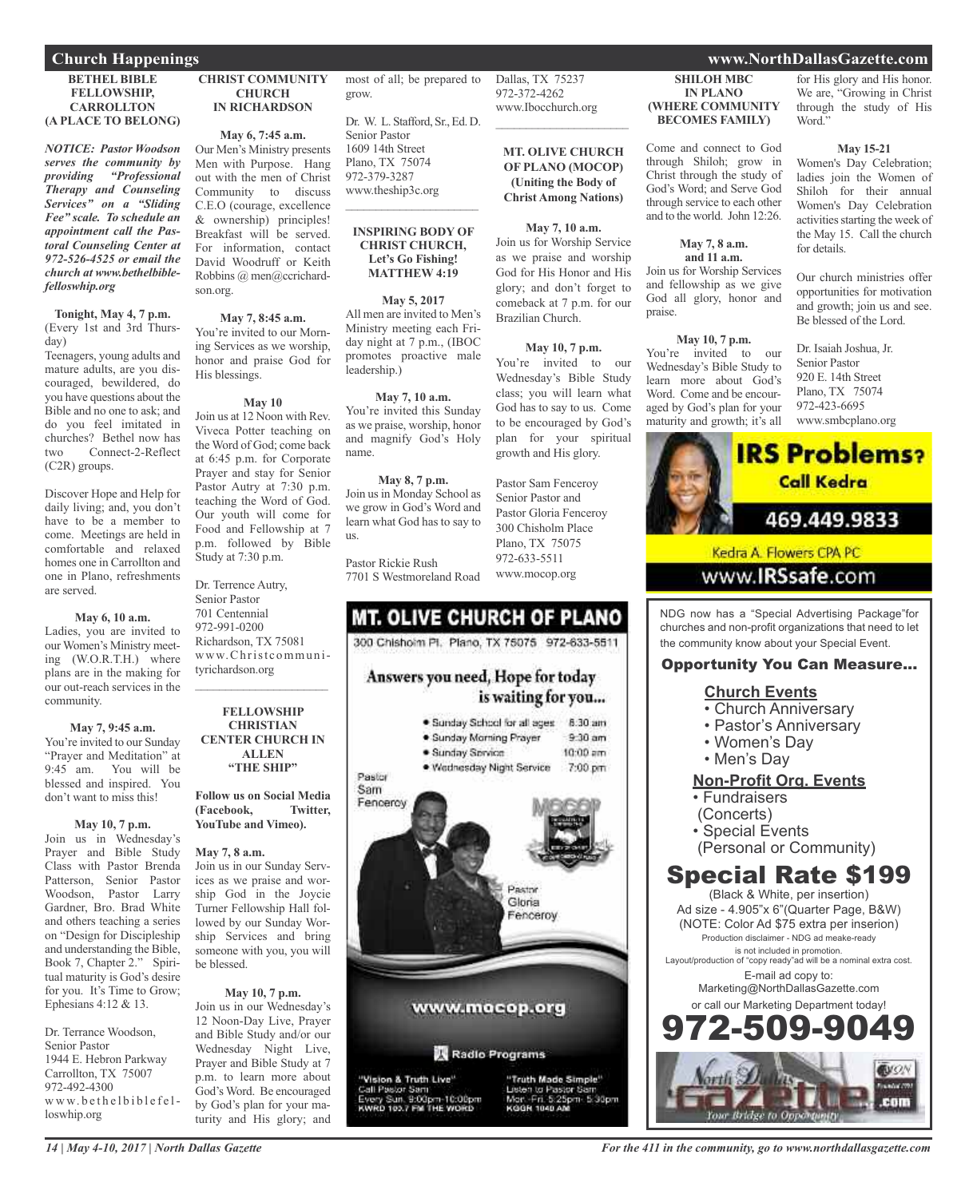## Church Happenings

### BETHEL BIBLE FELLOWSHIP, CARROLLTON (A PLACE TO BELONG)

*NOTICE: Pastor Woodson serves the community by providing "Professional Therapy and Counseling Services" on a "Sliding Fee" scale. To schedule an appointment call the Pastoral Counseling Center at 972-526-4525 or email the church at www.bethelbiblefelloswhip.org*

**Tonight, May 4, 7 p.m.**
(Every 1st and 3rd Thursday)
Teenagers, young adults and mature adults, are you discouraged, bewildered, do you have questions about the Bible and no one to ask; and do you feel imitated in churches? Bethel now has two Connect-2-Reflect (C2R) groups.

Discover Hope and Help for daily living; and, you don't have to be a member to come. Meetings are held in comfortable and relaxed homes one in Carrollton and one in Plano, refreshments are served.

**May 6, 10 a.m.**
Ladies, you are invited to our Women's Ministry meeting (W.O.R.T.H.) where plans are in the making for our out-reach services in the community.

**May 7, 9:45 a.m.**
You're invited to our Sunday "Prayer and Meditation" at 9:45 am. You will be blessed and inspired. You don't want to miss this!

**May 10, 7 p.m.**
Join us in Wednesday's Prayer and Bible Study Class with Pastor Brenda Patterson, Senior Pastor Woodson, Pastor Larry Gardner, Bro. Brad White and others teaching a series on "Design for Discipleship and understanding the Bible, Book 7, Chapter 2." Spiritual maturity is God's desire for you. It's Time to Grow; Ephesians 4:12 & 13.

Dr. Terrance Woodson,
Senior Pastor
1944 E. Hebron Parkway
Carrollton, TX 75007
972-492-4300
www.bethelbiblefelloswhip.org

### CHRIST COMMUNITY CHURCH IN RICHARDSON

**May 6, 7:45 a.m.**
Our Men's Ministry presents Men with Purpose. Hang out with the men of Christ Community to discuss C.E.O (courage, excellence & ownership) principles! Breakfast will be served. For information, contact David Woodruff or Keith Robbins @ men@ccrichardson.org.

**May 7, 8:45 a.m.**
You're invited to our Morning Services as we worship, honor and praise God for His blessings.

**May 10**
Join us at 12 Noon with Rev. Viveca Potter teaching on the Word of God; come back at 6:45 p.m. for Corporate Prayer and stay for Senior Pastor Autry at 7:30 p.m. teaching the Word of God. Our youth will come for Food and Fellowship at 7 p.m. followed by Bible Study at 7:30 p.m.

Dr. Terrence Autry,
Senior Pastor
701 Centennial
972-991-0200
Richardson, TX 75081
www.Christcommunityrichardson.org

### FELLOWSHIP CHRISTIAN CENTER CHURCH IN ALLEN "THE SHIP"

**Follow us on Social Media (Facebook, Twitter, YouTube and Vimeo).**

**May 7, 8 a.m.**
Join us in our Sunday Services as we praise and worship God in the Joycie Turner Fellowship Hall followed by our Sunday Worship Services and bring someone with you, you will be blessed.

**May 10, 7 p.m.**
Join us in our Wednesday's 12 Noon-Day Live, Prayer and Bible Study and/or our Wednesday Night Live, Prayer and Bible Study at 7 p.m. to learn more about God's Word. Be encouraged by God's plan for your maturity and His glory; and most of all; be prepared to grow.

Dr. W. L. Stafford, Sr., Ed. D.
Senior Pastor
1609 14th Street
Plano, TX 75074
972-379-3287
www.theship3c.org

### INSPIRING BODY OF CHRIST CHURCH, Let's Go Fishing! MATTHEW 4:19

**May 5, 2017**
All men are invited to Men's Ministry meeting each Friday night at 7 p.m., (IBOC promotes proactive male leadership.)

**May 7, 10 a.m.**
You're invited this Sunday as we praise, worship, honor and magnify God's Holy name.

**May 8, 7 p.m.**
Join us in Monday School as we grow in God's Word and learn what God has to say to us.

Pastor Rickie Rush
7701 S Westmoreland Road
Dallas, TX 75237
972-372-4262
www.Ibocchurch.org

### MT. OLIVE CHURCH OF PLANO (MOCOP) (Uniting the Body of Christ Among Nations)

**May 7, 10 a.m.**
Join us for Worship Service as we praise and worship God for His Honor and His glory; and don't forget to comeback at 7 p.m. for our Brazilian Church.

**May 10, 7 p.m.**
You're invited to our Wednesday's Bible Study class; you will learn what God has to say to us. Come to be encouraged by God's plan for your spiritual growth and His glory.

Pastor Sam Fenceroy
Senior Pastor and
Pastor Gloria Fenceroy
300 Chisholm Place
Plano, TX 75075
972-633-5511
www.mocop.org

### SHILOH MBC IN PLANO (WHERE COMMUNITY BECOMES FAMILY)

Come and connect to God through Shiloh; grow in Christ through the study of God's Word; and Serve God through service to each other and to the world. John 12:26.

**May 7, 8 a.m. and 11 a.m.**
Join us for Worship Services and fellowship as we give God all glory, honor and praise.

**May 10, 7 p.m.**
You're invited to our Wednesday's Bible Study to learn more about God's Word. Come and be encouraged by God's plan for your maturity and growth; it's all for his glory and His honor. We are, "Growing in Christ through the study of His Word."

**May 15-21**
Women's Day Celebration; ladies join the Women of Shiloh for their annual Women's Day Celebration activities starting the week of the May 15. Call the church for details.

Our church ministries offer opportunities for motivation and growth; join us and see. Be blessed of the Lord.

Dr. Isaiah Joshua, Jr.
Senior Pastor
920 E. 14th Street
Plano, TX 75074
972-423-6695
www.smbcplano.org

---

**MT. OLIVE CHURCH OF PLANO**
300 Chisholm Pl. Plano, TX 75075 972-633-5511

Answers you need, Hope for today is waiting for you...

- Sunday School for all ages 8:30 am
- Sunday Morning Prayer 9:30 am
- Sunday Service 10:00 am
- Wednesday Night Service 7:00 pm

Pastor Sam Fenceroy — Pastor Gloria Fenceroy

www.mocop.org

Radio Programs
"Vision & Truth Live" Call Pastor Sam Every Sun. 9:00pm-10:00pm KWRD 103.7 FM THE WORD
"Truth Made Simple" Listen to Pastor Sam Mon.-Fri. 5:25pm-5:30pm KGGR 1040 AM

---

**IRS Problems? Call Kedra**
469.449.9833
Kedra A. Flowers CPA PC
www.IRSsafe.com

---

NDG now has a "Special Advertising Package"for churches and non-profit organizations that need to let the community know about your Special Event.

**Opportunity You Can Measure...**

**Church Events**
- Church Anniversary
- Pastor's Anniversary
- Women's Day
- Men's Day

**Non-Profit Org. Events**
- Fundraisers (Concerts)
- Special Events (Personal or Community)

**Special Rate $199**
(Black & White, per insertion)
Ad size - 4.905"x 6"(Quarter Page, B&W)
(NOTE: Color Ad $75 extra per inserion)
Production disclaimer - NDG ad meake-ready is not included in promotion.
Layout/production of "copy ready"ad will be a nominal extra cost.
E-mail ad copy to:
Marketing@NorthDallasGazette.com
or call our Marketing Department today!
**972-509-9049**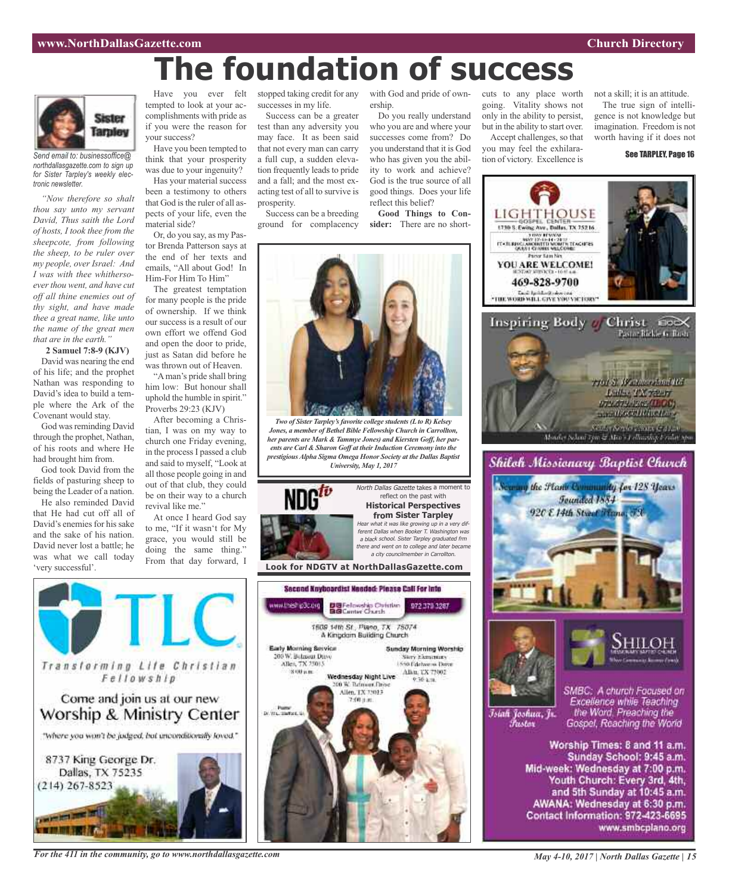# The foundation of success

Send email to: businessoffice@northdallasgazette.com to sign up for Sister Tarpley's weekly electronic newsletter.

*"Now therefore so shalt thou say unto my servant David, Thus saith the Lord of hosts, I took thee from the sheepcote, from following the sheep, to be ruler over my people, over Israel: And I was with thee whithersoever thou went, and have cut off all thine enemies out of thy sight, and have made thee a great name, like unto the name of the great men that are in the earth."*

**2 Samuel 7:8-9 (KJV)**

David was nearing the end of his life; and the prophet Nathan was responding to David's idea to build a temple where the Ark of the Covenant would stay.

God was reminding David through the prophet, Nathan, of his roots and where He had brought him from.

God took David from the fields of pasturing sheep to being the Leader of a nation.

He also reminded David that He had cut off all of David's enemies for his sake and the sake of his nation. David never lost a battle; he was what we call today 'very successful'.

Have you ever felt tempted to look at your accomplishments with pride as if you were the reason for your success?

Have you been tempted to think that your prosperity was due to your ingenuity?

Has your material success been a testimony to others that God is the ruler of all aspects of your life, even the material side?

Or, do you say, as my Pastor Brenda Patterson says at the end of her texts and emails, "All about God! In Him-For Him To Him"

The greatest temptation for many people is the pride of ownership. If we think our success is a result of our own effort we offend God and open the door to pride, just as Satan did before he was thrown out of Heaven.

"A man's pride shall bring him low: But honour shall uphold the humble in spirit." Proverbs 29:23 (KJV)

After becoming a Christian, I was on my way to church one Friday evening, in the process I passed a club and said to myself, "Look at all those people going in and out of that club, they could be on their way to a church revival like me."

At once I heard God say to me, "If it wasn't for My grace, you would still be doing the same thing." From that day forward, I stopped taking credit for any successes in my life.

Success can be a greater test than any adversity you may face. It as been said that not every man can carry a full cup, a sudden elevation frequently leads to pride and a fall; and the most exacting test of all to survive is prosperity.

Success can be a breeding ground for complacency with God and pride of ownership.

Do you really understand who you are and where your successes come from? Do you understand that it is God who has given you the ability to work and achieve? God is the true source of all good things. Does your life reflect this belief?

**Good Things to Consider:** There are no shortcuts to any place worth going. Vitality shows not only in the ability to persist, but in the ability to start over.

Accept challenges, so that you may feel the exhilaration of victory. Excellence is not a skill; it is an attitude.

The true sign of intelligence is not knowledge but imagination. Freedom is not worth having if it does not

**See TARPLEY, Page 16**

*Two of Sister Tarpley's favorite college students (L to R) Kelsey Jones, a member of Bethel Bible Fellowship Church in Carrollton, her parents are Mark & Tammye Jones) and Kiersten Goff, her parents are Carl & Sharon Goff at their Induction Ceremony into the prestigious Alpha Sigma Omega Honor Society at the Dallas Baptist University, May 1, 2017*

*North Dallas Gazette* takes a moment to reflect on the past with **Historical Perspectives from Sister Tarpley**

*Hear what it was like growing up in a very different Dallas when Booker T. Washington was a black school. Sister Tarpley graduated frm there and went on to college and later became a city councilmember in Carrollton.*

**Look for NDGTV at NorthDallasGazette.com**

---

LIGHTHOUSE GOSPEL CENTER
1730 S. Ewing Ave., Dallas, TX 75216
YOU ARE WELCOME!
469-828-9700
"THE WORD WILL GIVE YOU VICTORY"

---

Inspiring Body of Christ
Pastor Rickie G. Rush
7701 S. Westmoreland Rd.
Dallas, TX 75237

---

Shiloh Missionary Baptist Church
Serving the Plano Community for 128 Years
Founded 1884
920 E 14th Street Plano, TX

SHILOH

Isiah Joshua, Jr.
Pastor

SMBC: A church Focused on Excellence while Teaching the Word. Preaching the Gospel, Reaching the World

Worship Times: 8 and 11 a.m.
Sunday School: 9:45 a.m.
Mid-week: Wednesday at 7:00 p.m.
Youth Church: Every 3rd, 4th, and 5th Sunday at 10:45 a.m.
AWANA: Wednesday at 6:30 p.m.
Contact Information: 972-423-6695
www.smbcplano.org

---

TLC
Transforming Life Christian Fellowship

Come and join us at our new Worship & Ministry Center

"Where you won't be judged, but unconditionally loved."

8737 King George Dr.
Dallas, TX 75235
(214) 267-8523

---

Second Keyboardist Needed: Please Call For Info

Fellowship Christian Center Church
972 379 3287

1609 14th St., Plano, TX 75074
A Kingdom Building Church

Early Morning Service
200 W. Belmont Drive
Allen, TX 75013
8:00 a.m.

Sunday Morning Worship
Story Elementary
1550 Edelweiss Drive
Allen, TX 75002
9:30 a.m.

Wednesday Night Live
200 W. Belmont Drive
Allen, TX 75013
7:00 p.m.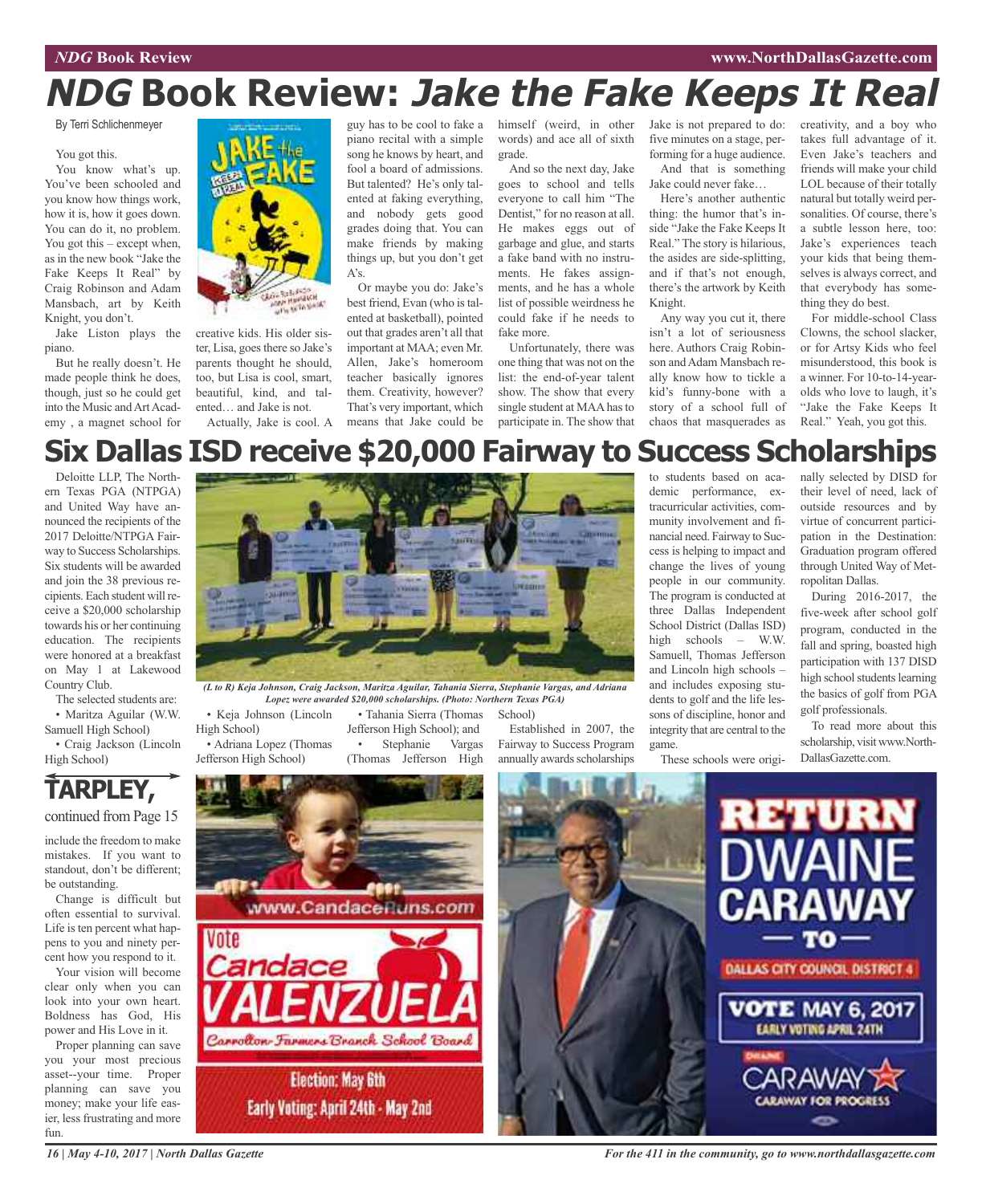# NDG Book Review: *Jake the Fake Keeps It Real*

By Terri Schlichenmeyer

You got this.

You know what's up. You've been schooled and you know how things work, how it is, how it goes down. You can do it, no problem. You got this – except when, as in the new book "Jake the Fake Keeps It Real" by Craig Robinson and Adam Mansbach, art by Keith Knight, you don't.

Jake Liston plays the piano.

But he really doesn't. He made people think he does, though, just so he could get into the Music and Art Academy , a magnet school for creative kids. His older sister, Lisa, goes there so Jake's parents thought he should, too, but Lisa is cool, smart, beautiful, kind, and talented… and Jake is not.

Actually, Jake is cool. A guy has to be cool to fake a piano recital with a simple song he knows by heart, and fool a board of admissions. But talented? He's only talented at faking everything, and nobody gets good grades doing that. You can make friends by making things up, but you don't get A's.

Or maybe you do: Jake's best friend, Evan (who is talented at basketball), pointed out that grades aren't all that important at MAA; even Mr. Allen, Jake's homeroom teacher basically ignores them. Creativity, however? That's very important, which means that Jake could be himself (weird, in other words) and ace all of sixth grade.

And so the next day, Jake goes to school and tells everyone to call him "The Dentist," for no reason at all. He makes eggs out of garbage and glue, and starts a fake band with no instruments. He fakes assignments, and he has a whole list of possible weirdness he could fake if he needs to fake more.

Unfortunately, there was one thing that was not on the list: the end-of-year talent show. The show that every single student at MAA has to participate in. The show that Jake is not prepared to do: five minutes on a stage, performing for a huge audience.

And that is something Jake could never fake…

Here's another authentic thing: the humor that's inside "Jake the Fake Keeps It Real." The story is hilarious, the asides are side-splitting, and if that's not enough, there's the artwork by Keith Knight.

Any way you cut it, there isn't a lot of seriousness here. Authors Craig Robinson and Adam Mansbach really know how to tickle a kid's funny-bone with a story of a school full of chaos that masquerades as creativity, and a boy who takes full advantage of it. Even Jake's teachers and friends will make your child LOL because of their totally natural but totally weird personalities. Of course, there's a subtle lesson here, too: Jake's experiences teach your kids that being themselves is always correct, and that everybody has something they do best.

For middle-school Class Clowns, the school slacker, or for Artsy Kids who feel misunderstood, this book is a winner. For 10-to-14-year-olds who love to laugh, it's "Jake the Fake Keeps It Real." Yeah, you got this.

# Six Dallas ISD receive $20,000 Fairway to Success Scholarships

Deloitte LLP, The Northern Texas PGA (NTPGA) and United Way have announced the recipients of the 2017 Deloitte/NTPGA Fairway to Success Scholarships. Six students will be awarded and join the 38 previous recipients. Each student will receive a $20,000 scholarship towards his or her continuing education. The recipients were honored at a breakfast on May 1 at Lakewood Country Club.

*(L to R) Keja Johnson, Craig Jackson, Maritza Aguilar, Tahania Sierra, Stephanie Vargas, and Adriana Lopez were awarded $20,000 scholarships. (Photo: Northern Texas PGA)*

The selected students are:

- Maritza Aguilar (W.W. Samuell High School)
- Craig Jackson (Lincoln High School)
- Keja Johnson (Lincoln High School)
- Adriana Lopez (Thomas Jefferson High School)
- Tahania Sierra (Thomas Jefferson High School); and
- Stephanie Vargas (Thomas Jefferson High School)

Established in 2007, the Fairway to Success Program annually awards scholarships to students based on academic performance, extracurricular activities, community involvement and financial need. Fairway to Success is helping to impact and change the lives of young people in our community. The program is conducted at three Dallas Independent School District (Dallas ISD) high schools – W.W. Samuell, Thomas Jefferson and Lincoln high schools – and includes exposing students to golf and the life lessons of discipline, honor and integrity that are central to the game.

These schools were originally selected by DISD for their level of need, lack of outside resources and by virtue of concurrent participation in the Destination: Graduation program offered through United Way of Metropolitan Dallas.

During 2016-2017, the five-week after school golf program, conducted in the fall and spring, boasted high participation with 137 DISD high school students learning the basics of golf from PGA golf professionals.

To read more about this scholarship, visit www.NorthDallasGazette.com.

## TARPLEY,

continued from Page 15

include the freedom to make mistakes. If you want to standout, don't be different; be outstanding.

Change is difficult but often essential to survival. Life is ten percent what happens to you and ninety percent how you respond to it.

Your vision will become clear only when you can look into your own heart. Boldness has God, His power and His Love in it.

Proper planning can save you your most precious asset--your time. Proper planning can save you money; make your life easier, less frustrating and more fun.

www.CandaceRuns.com

Vote Candace VALENZUELA

Carrollton-Farmers Branch School Board

Election: May 6th

Early Voting: April 24th - May 2nd

RETURN DWAINE CARAWAY — TO — DALLAS CITY COUNCIL DISTRICT 4

VOTE MAY 6, 2017

EARLY VOTING APRIL 24TH

DWAINE CARAWAY

CARAWAY FOR PROGRESS